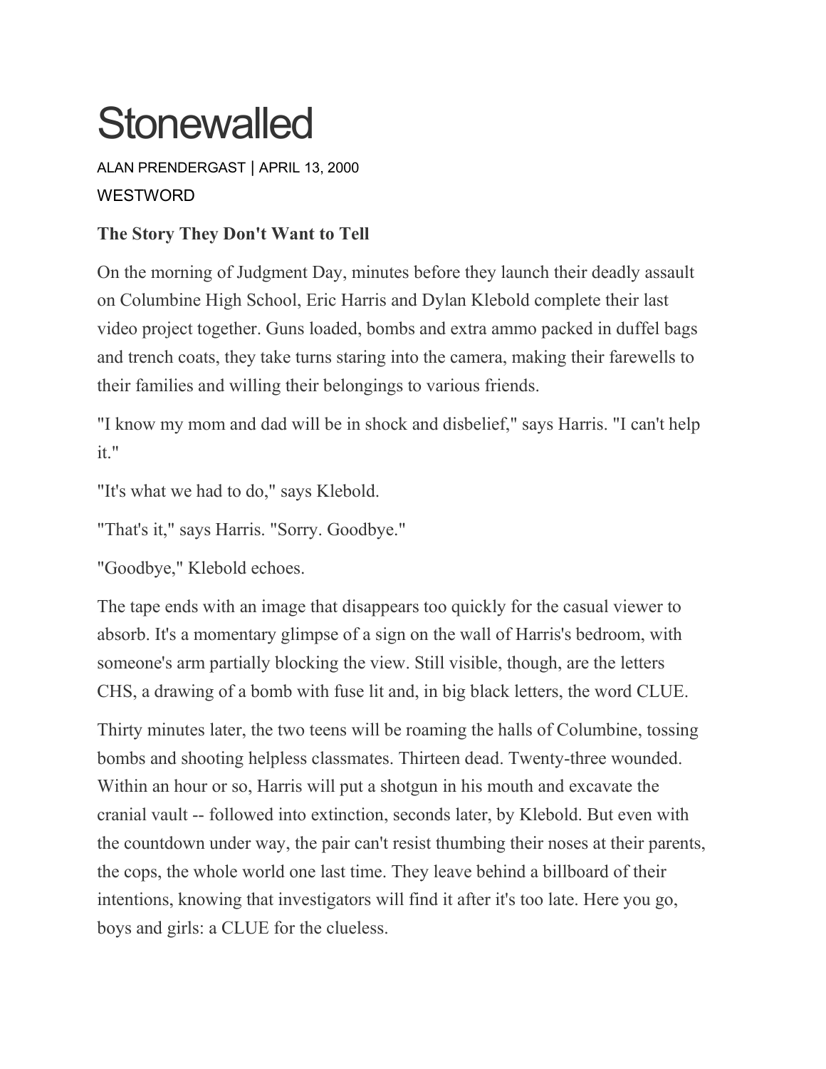# Stonewalled

ALAN PRENDERGAST | APRIL 13, 2000

WESTWORD

### The Story They Don't Want to Tell

On the morning of Judgment Day, minutes before they launch their deadly assault on Columbine High School, Eric Harris and Dylan Klebold complete their last video project together. Guns loaded, bombs and extra ammo packed in duffel bags and trench coats, they take turns staring into the camera, making their farewells to their families and willing their belongings to various friends.

"I know my mom and dad will be in shock and disbelief," says Harris. "I can't help it."

"It's what we had to do," says Klebold.

"That's it," says Harris. "Sorry. Goodbye."

"Goodbye," Klebold echoes.

The tape ends with an image that disappears too quickly for the casual viewer to absorb. It's a momentary glimpse of a sign on the wall of Harris's bedroom, with someone's arm partially blocking the view. Still visible, though, are the letters CHS, a drawing of a bomb with fuse lit and, in big black letters, the word CLUE.

Thirty minutes later, the two teens will be roaming the halls of Columbine, tossing bombs and shooting helpless classmates. Thirteen dead. Twenty-three wounded. Within an hour or so, Harris will put a shotgun in his mouth and excavate the cranial vault -- followed into extinction, seconds later, by Klebold. But even with the countdown under way, the pair can't resist thumbing their noses at their parents, the cops, the whole world one last time. They leave behind a billboard of their intentions, knowing that investigators will find it after it's too late. Here you go, boys and girls: a CLUE for the clueless.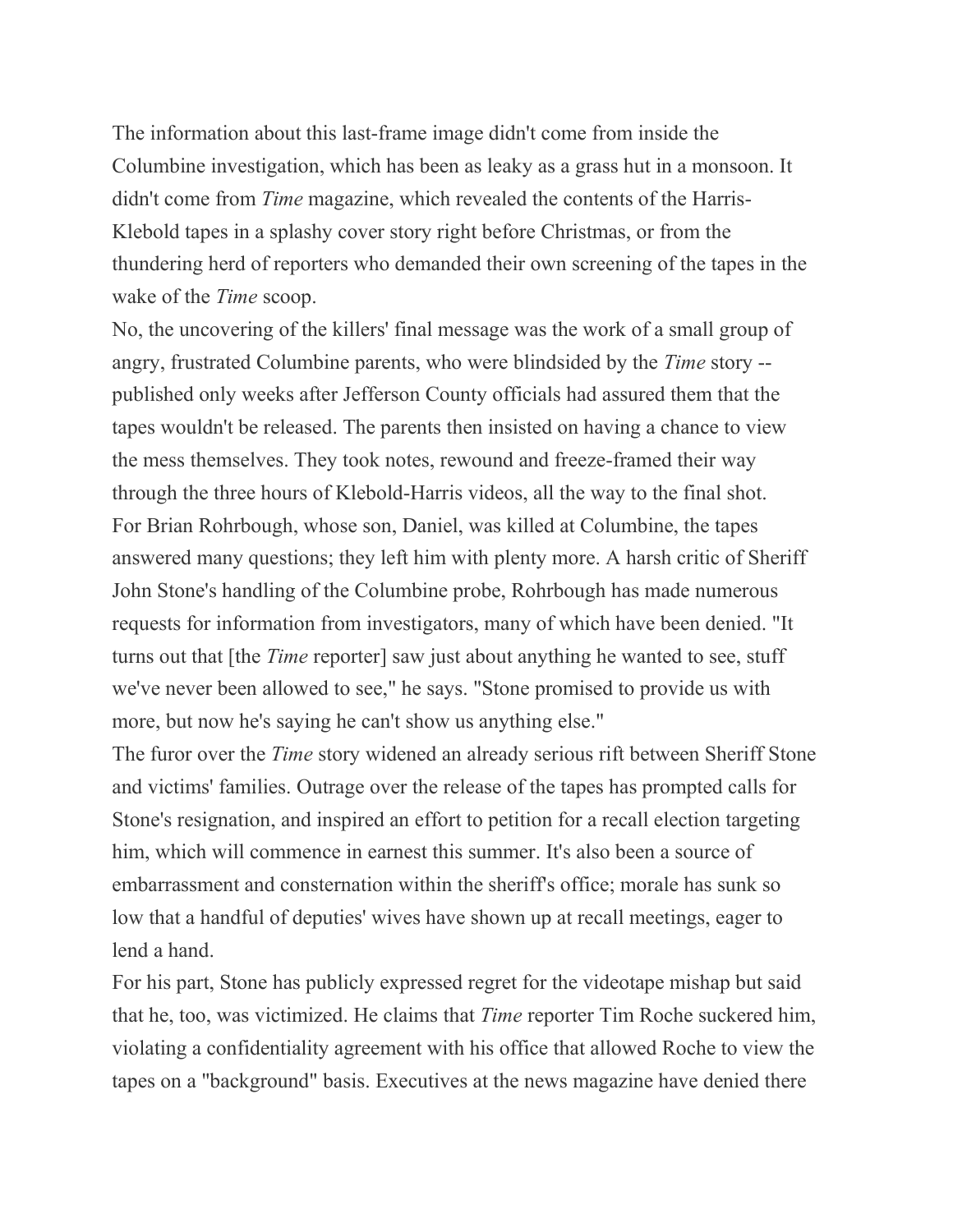The information about this last-frame image didn't come from inside the Columbine investigation, which has been as leaky as a grass hut in a monsoon. It didn't come from *Time* magazine, which revealed the contents of the Harris-Klebold tapes in a splashy cover story right before Christmas, or from the thundering herd of reporters who demanded their own screening of the tapes in the wake of the *Time* scoop.

No, the uncovering of the killers' final message was the work of a small group of angry, frustrated Columbine parents, who were blindsided by the *Time* story -- published only weeks after Jefferson County officials had assured them that the tapes wouldn't be released. The parents then insisted on having a chance to view the mess themselves. They took notes, rewound and freeze-framed their way through the three hours of Klebold-Harris videos, all the way to the final shot.

For Brian Rohrbough, whose son, Daniel, was killed at Columbine, the tapes answered many questions; they left him with plenty more. A harsh critic of Sheriff John Stone's handling of the Columbine probe, Rohrbough has made numerous requests for information from investigators, many of which have been denied. "It turns out that [the *Time* reporter] saw just about anything he wanted to see, stuff we've never been allowed to see," he says. "Stone promised to provide us with more, but now he's saying he can't show us anything else."

The furor over the *Time* story widened an already serious rift between Sheriff Stone and victims' families. Outrage over the release of the tapes has prompted calls for Stone's resignation, and inspired an effort to petition for a recall election targeting him, which will commence in earnest this summer. It's also been a source of embarrassment and consternation within the sheriff's office; morale has sunk so low that a handful of deputies' wives have shown up at recall meetings, eager to lend a hand.

For his part, Stone has publicly expressed regret for the videotape mishap but said that he, too, was victimized. He claims that *Time* reporter Tim Roche suckered him, violating a confidentiality agreement with his office that allowed Roche to view the tapes on a "background" basis. Executives at the news magazine have denied there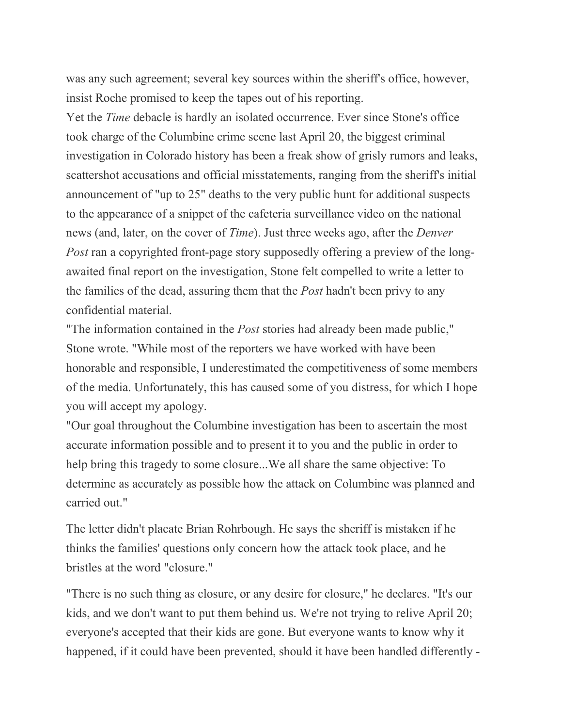was any such agreement; several key sources within the sheriff's office, however, insist Roche promised to keep the tapes out of his reporting.

Yet the *Time* debacle is hardly an isolated occurrence. Ever since Stone's office took charge of the Columbine crime scene last April 20, the biggest criminal investigation in Colorado history has been a freak show of grisly rumors and leaks, scattershot accusations and official misstatements, ranging from the sheriff's initial announcement of "up to 25" deaths to the very public hunt for additional suspects to the appearance of a snippet of the cafeteria surveillance video on the national news (and, later, on the cover of *Time*). Just three weeks ago, after the *Denver Post* ran a copyrighted front-page story supposedly offering a preview of the long-awaited final report on the investigation, Stone felt compelled to write a letter to the families of the dead, assuring them that the *Post* hadn't been privy to any confidential material.

"The information contained in the *Post* stories had already been made public," Stone wrote. "While most of the reporters we have worked with have been honorable and responsible, I underestimated the competitiveness of some members of the media. Unfortunately, this has caused some of you distress, for which I hope you will accept my apology.

"Our goal throughout the Columbine investigation has been to ascertain the most accurate information possible and to present it to you and the public in order to help bring this tragedy to some closure...We all share the same objective: To determine as accurately as possible how the attack on Columbine was planned and carried out."

The letter didn't placate Brian Rohrbough. He says the sheriff is mistaken if he thinks the families' questions only concern how the attack took place, and he bristles at the word "closure."

"There is no such thing as closure, or any desire for closure," he declares. "It's our kids, and we don't want to put them behind us. We're not trying to relive April 20; everyone's accepted that their kids are gone. But everyone wants to know why it happened, if it could have been prevented, should it have been handled differently -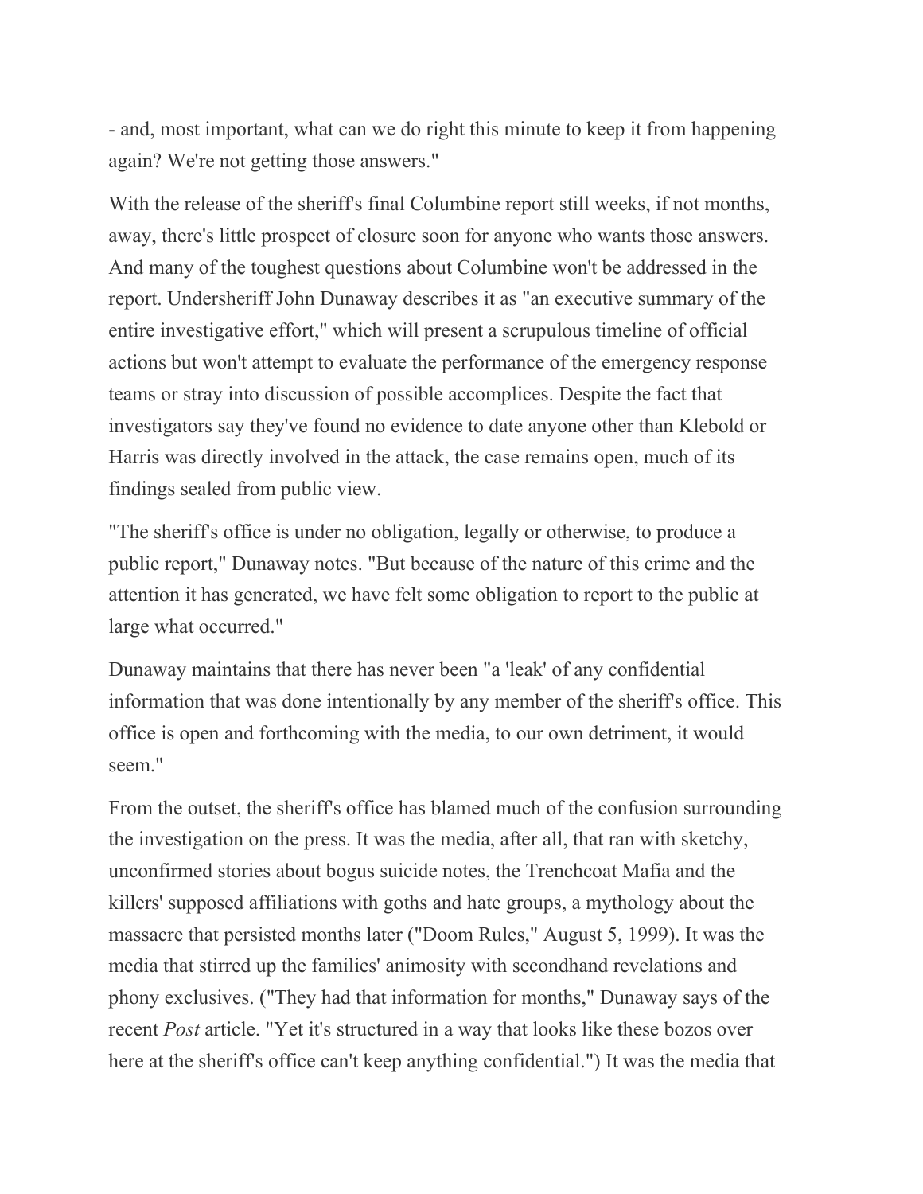- and, most important, what can we do right this minute to keep it from happening again? We're not getting those answers."

With the release of the sheriff's final Columbine report still weeks, if not months, away, there's little prospect of closure soon for anyone who wants those answers. And many of the toughest questions about Columbine won't be addressed in the report. Undersheriff John Dunaway describes it as "an executive summary of the entire investigative effort," which will present a scrupulous timeline of official actions but won't attempt to evaluate the performance of the emergency response teams or stray into discussion of possible accomplices. Despite the fact that investigators say they've found no evidence to date anyone other than Klebold or Harris was directly involved in the attack, the case remains open, much of its findings sealed from public view.

"The sheriff's office is under no obligation, legally or otherwise, to produce a public report," Dunaway notes. "But because of the nature of this crime and the attention it has generated, we have felt some obligation to report to the public at large what occurred."

Dunaway maintains that there has never been "a 'leak' of any confidential information that was done intentionally by any member of the sheriff's office. This office is open and forthcoming with the media, to our own detriment, it would seem."

From the outset, the sheriff's office has blamed much of the confusion surrounding the investigation on the press. It was the media, after all, that ran with sketchy, unconfirmed stories about bogus suicide notes, the Trenchcoat Mafia and the killers' supposed affiliations with goths and hate groups, a mythology about the massacre that persisted months later ("Doom Rules," August 5, 1999). It was the media that stirred up the families' animosity with secondhand revelations and phony exclusives. ("They had that information for months," Dunaway says of the recent *Post* article. "Yet it's structured in a way that looks like these bozos over here at the sheriff's office can't keep anything confidential.") It was the media that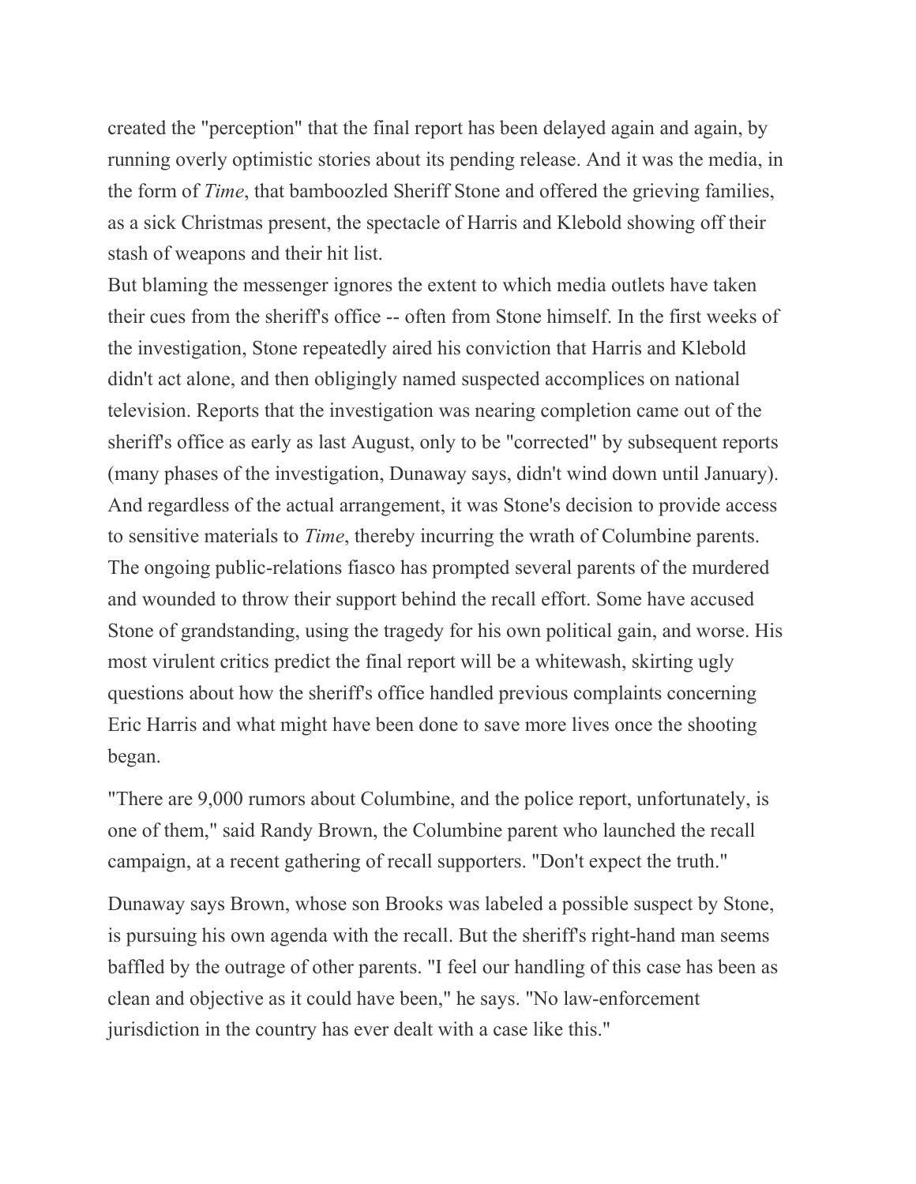created the "perception" that the final report has been delayed again and again, by running overly optimistic stories about its pending release. And it was the media, in the form of *Time*, that bamboozled Sheriff Stone and offered the grieving families, as a sick Christmas present, the spectacle of Harris and Klebold showing off their stash of weapons and their hit list.

But blaming the messenger ignores the extent to which media outlets have taken their cues from the sheriff's office -- often from Stone himself. In the first weeks of the investigation, Stone repeatedly aired his conviction that Harris and Klebold didn't act alone, and then obligingly named suspected accomplices on national television. Reports that the investigation was nearing completion came out of the sheriff's office as early as last August, only to be "corrected" by subsequent reports (many phases of the investigation, Dunaway says, didn't wind down until January). And regardless of the actual arrangement, it was Stone's decision to provide access to sensitive materials to *Time*, thereby incurring the wrath of Columbine parents. The ongoing public-relations fiasco has prompted several parents of the murdered and wounded to throw their support behind the recall effort. Some have accused Stone of grandstanding, using the tragedy for his own political gain, and worse. His most virulent critics predict the final report will be a whitewash, skirting ugly questions about how the sheriff's office handled previous complaints concerning Eric Harris and what might have been done to save more lives once the shooting began.

"There are 9,000 rumors about Columbine, and the police report, unfortunately, is one of them," said Randy Brown, the Columbine parent who launched the recall campaign, at a recent gathering of recall supporters. "Don't expect the truth."

Dunaway says Brown, whose son Brooks was labeled a possible suspect by Stone, is pursuing his own agenda with the recall. But the sheriff's right-hand man seems baffled by the outrage of other parents. "I feel our handling of this case has been as clean and objective as it could have been," he says. "No law-enforcement jurisdiction in the country has ever dealt with a case like this."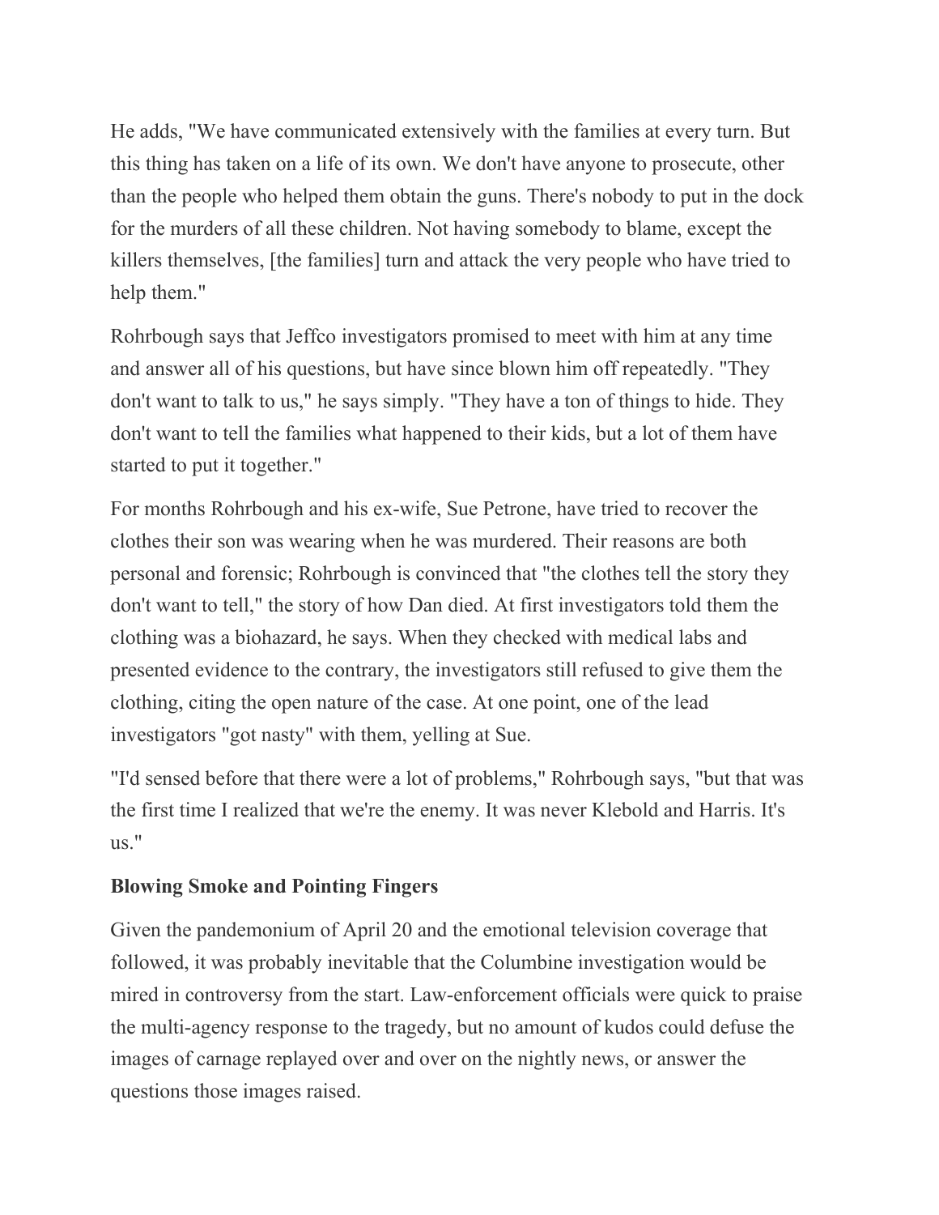He adds, "We have communicated extensively with the families at every turn. But this thing has taken on a life of its own. We don't have anyone to prosecute, other than the people who helped them obtain the guns. There's nobody to put in the dock for the murders of all these children. Not having somebody to blame, except the killers themselves, [the families] turn and attack the very people who have tried to help them."

Rohrbough says that Jeffco investigators promised to meet with him at any time and answer all of his questions, but have since blown him off repeatedly. "They don't want to talk to us," he says simply. "They have a ton of things to hide. They don't want to tell the families what happened to their kids, but a lot of them have started to put it together."

For months Rohrbough and his ex-wife, Sue Petrone, have tried to recover the clothes their son was wearing when he was murdered. Their reasons are both personal and forensic; Rohrbough is convinced that "the clothes tell the story they don't want to tell," the story of how Dan died. At first investigators told them the clothing was a biohazard, he says. When they checked with medical labs and presented evidence to the contrary, the investigators still refused to give them the clothing, citing the open nature of the case. At one point, one of the lead investigators "got nasty" with them, yelling at Sue.

"I'd sensed before that there were a lot of problems," Rohrbough says, "but that was the first time I realized that we're the enemy. It was never Klebold and Harris. It's us."

**Blowing Smoke and Pointing Fingers**

Given the pandemonium of April 20 and the emotional television coverage that followed, it was probably inevitable that the Columbine investigation would be mired in controversy from the start. Law-enforcement officials were quick to praise the multi-agency response to the tragedy, but no amount of kudos could defuse the images of carnage replayed over and over on the nightly news, or answer the questions those images raised.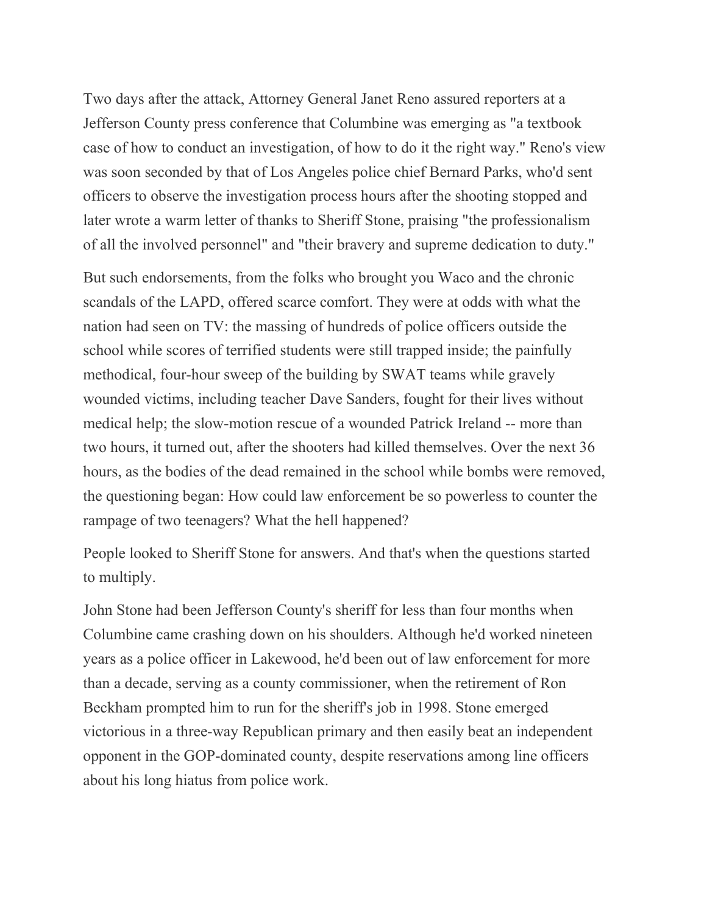Two days after the attack, Attorney General Janet Reno assured reporters at a Jefferson County press conference that Columbine was emerging as "a textbook case of how to conduct an investigation, of how to do it the right way." Reno's view was soon seconded by that of Los Angeles police chief Bernard Parks, who'd sent officers to observe the investigation process hours after the shooting stopped and later wrote a warm letter of thanks to Sheriff Stone, praising "the professionalism of all the involved personnel" and "their bravery and supreme dedication to duty."

But such endorsements, from the folks who brought you Waco and the chronic scandals of the LAPD, offered scarce comfort. They were at odds with what the nation had seen on TV: the massing of hundreds of police officers outside the school while scores of terrified students were still trapped inside; the painfully methodical, four-hour sweep of the building by SWAT teams while gravely wounded victims, including teacher Dave Sanders, fought for their lives without medical help; the slow-motion rescue of a wounded Patrick Ireland -- more than two hours, it turned out, after the shooters had killed themselves. Over the next 36 hours, as the bodies of the dead remained in the school while bombs were removed, the questioning began: How could law enforcement be so powerless to counter the rampage of two teenagers? What the hell happened?

People looked to Sheriff Stone for answers. And that's when the questions started to multiply.

John Stone had been Jefferson County's sheriff for less than four months when Columbine came crashing down on his shoulders. Although he'd worked nineteen years as a police officer in Lakewood, he'd been out of law enforcement for more than a decade, serving as a county commissioner, when the retirement of Ron Beckham prompted him to run for the sheriff's job in 1998. Stone emerged victorious in a three-way Republican primary and then easily beat an independent opponent in the GOP-dominated county, despite reservations among line officers about his long hiatus from police work.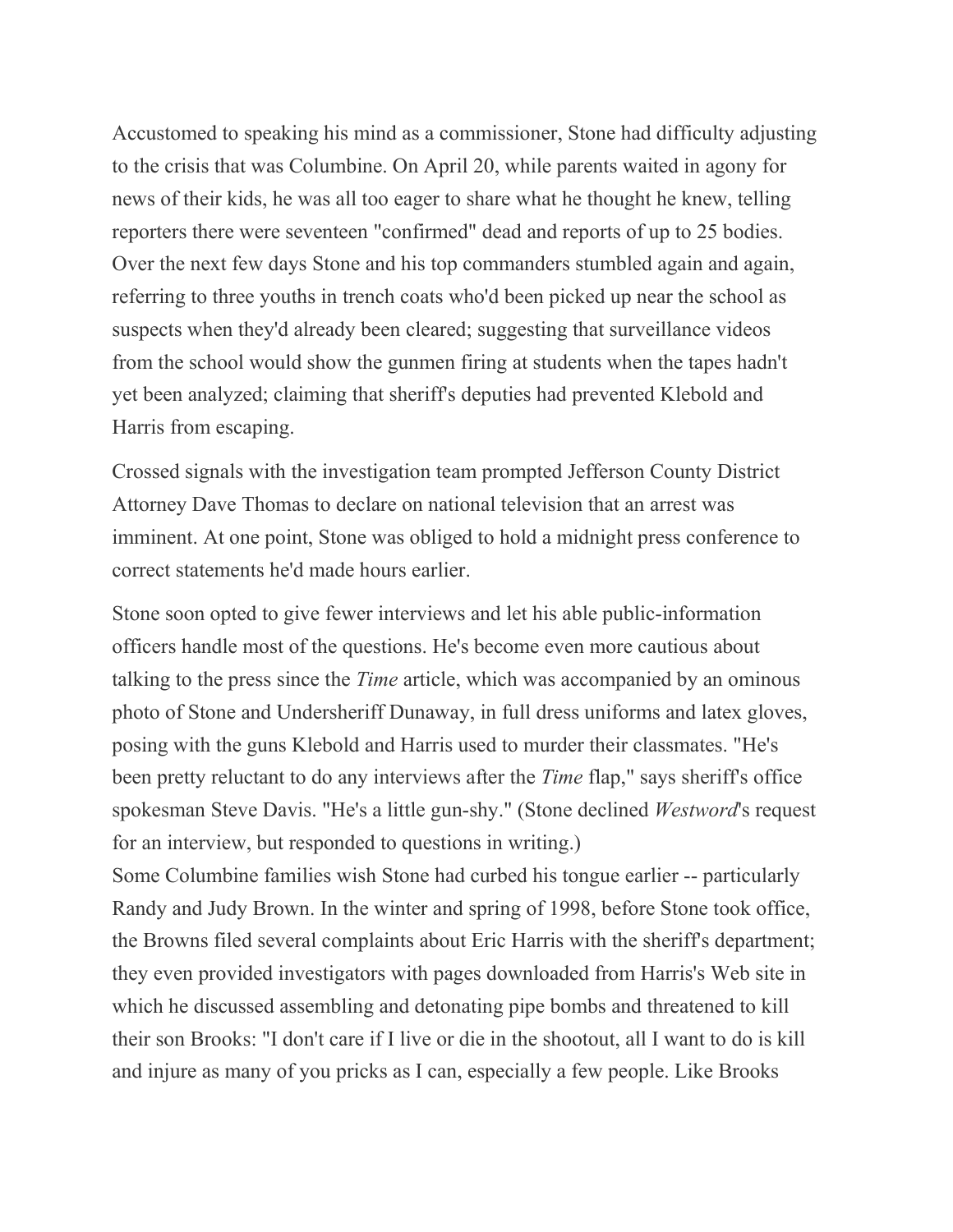Accustomed to speaking his mind as a commissioner, Stone had difficulty adjusting to the crisis that was Columbine. On April 20, while parents waited in agony for news of their kids, he was all too eager to share what he thought he knew, telling reporters there were seventeen "confirmed" dead and reports of up to 25 bodies. Over the next few days Stone and his top commanders stumbled again and again, referring to three youths in trench coats who'd been picked up near the school as suspects when they'd already been cleared; suggesting that surveillance videos from the school would show the gunmen firing at students when the tapes hadn't yet been analyzed; claiming that sheriff's deputies had prevented Klebold and Harris from escaping.

Crossed signals with the investigation team prompted Jefferson County District Attorney Dave Thomas to declare on national television that an arrest was imminent. At one point, Stone was obliged to hold a midnight press conference to correct statements he'd made hours earlier.

Stone soon opted to give fewer interviews and let his able public-information officers handle most of the questions. He's become even more cautious about talking to the press since the *Time* article, which was accompanied by an ominous photo of Stone and Undersheriff Dunaway, in full dress uniforms and latex gloves, posing with the guns Klebold and Harris used to murder their classmates. "He's been pretty reluctant to do any interviews after the *Time* flap," says sheriff's office spokesman Steve Davis. "He's a little gun-shy." (Stone declined *Westword*'s request for an interview, but responded to questions in writing.)

Some Columbine families wish Stone had curbed his tongue earlier -- particularly Randy and Judy Brown. In the winter and spring of 1998, before Stone took office, the Browns filed several complaints about Eric Harris with the sheriff's department; they even provided investigators with pages downloaded from Harris's Web site in which he discussed assembling and detonating pipe bombs and threatened to kill their son Brooks: "I don't care if I live or die in the shootout, all I want to do is kill and injure as many of you pricks as I can, especially a few people. Like Brooks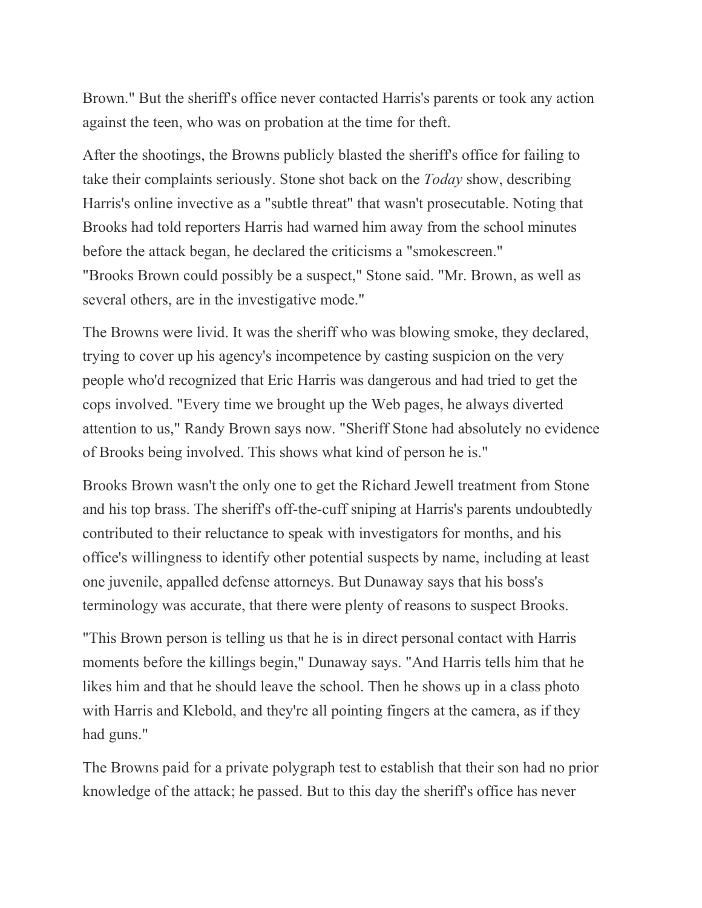Brown." But the sheriff's office never contacted Harris's parents or took any action against the teen, who was on probation at the time for theft.

After the shootings, the Browns publicly blasted the sheriff's office for failing to take their complaints seriously. Stone shot back on the *Today* show, describing Harris's online invective as a "subtle threat" that wasn't prosecutable. Noting that Brooks had told reporters Harris had warned him away from the school minutes before the attack began, he declared the criticisms a "smokescreen."
"Brooks Brown could possibly be a suspect," Stone said. "Mr. Brown, as well as several others, are in the investigative mode."

The Browns were livid. It was the sheriff who was blowing smoke, they declared, trying to cover up his agency's incompetence by casting suspicion on the very people who'd recognized that Eric Harris was dangerous and had tried to get the cops involved. "Every time we brought up the Web pages, he always diverted attention to us," Randy Brown says now. "Sheriff Stone had absolutely no evidence of Brooks being involved. This shows what kind of person he is."

Brooks Brown wasn't the only one to get the Richard Jewell treatment from Stone and his top brass. The sheriff's off-the-cuff sniping at Harris's parents undoubtedly contributed to their reluctance to speak with investigators for months, and his office's willingness to identify other potential suspects by name, including at least one juvenile, appalled defense attorneys. But Dunaway says that his boss's terminology was accurate, that there were plenty of reasons to suspect Brooks.

"This Brown person is telling us that he is in direct personal contact with Harris moments before the killings begin," Dunaway says. "And Harris tells him that he likes him and that he should leave the school. Then he shows up in a class photo with Harris and Klebold, and they're all pointing fingers at the camera, as if they had guns."

The Browns paid for a private polygraph test to establish that their son had no prior knowledge of the attack; he passed. But to this day the sheriff's office has never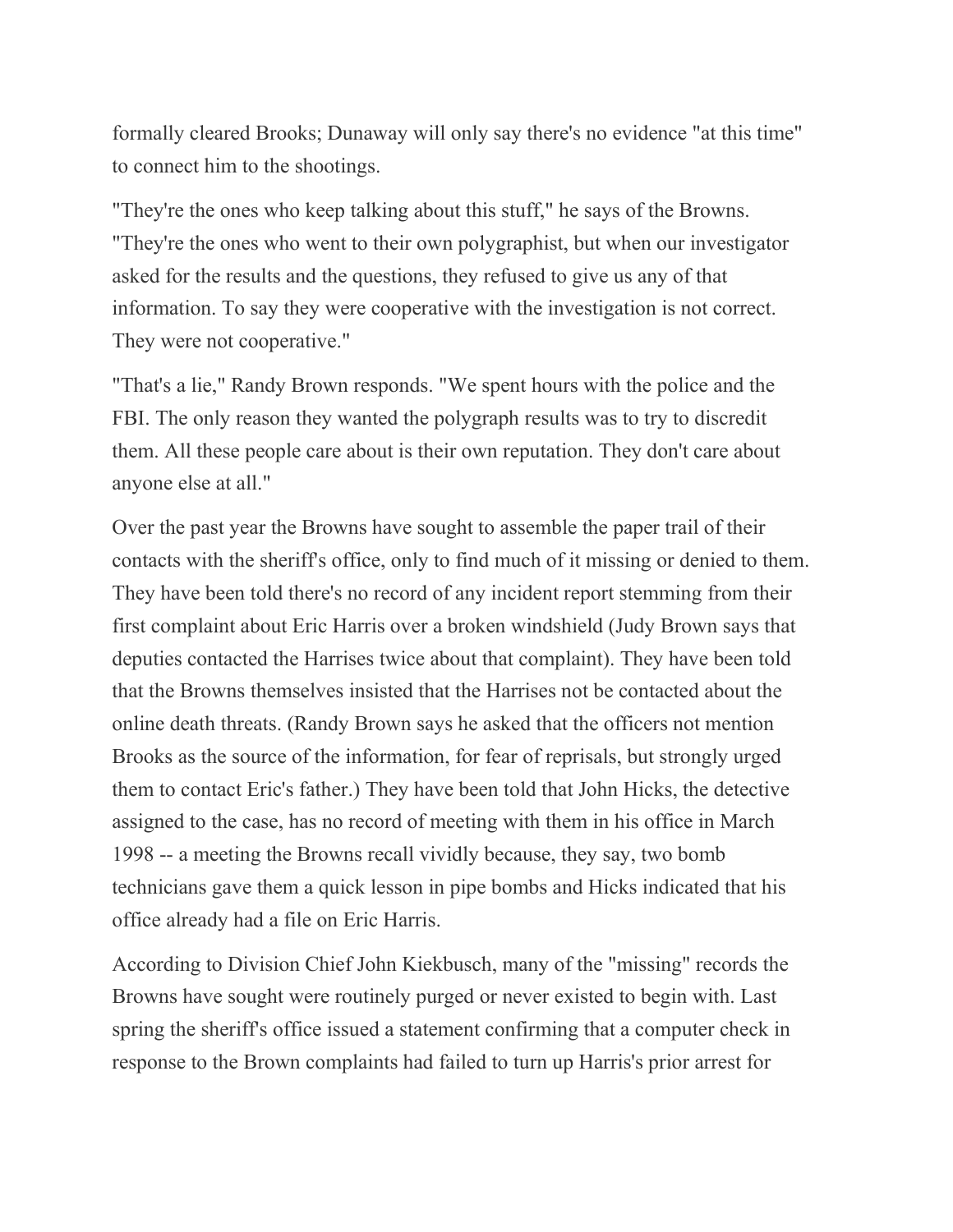formally cleared Brooks; Dunaway will only say there's no evidence "at this time" to connect him to the shootings.

"They're the ones who keep talking about this stuff," he says of the Browns. "They're the ones who went to their own polygraphist, but when our investigator asked for the results and the questions, they refused to give us any of that information. To say they were cooperative with the investigation is not correct. They were not cooperative."

"That's a lie," Randy Brown responds. "We spent hours with the police and the FBI. The only reason they wanted the polygraph results was to try to discredit them. All these people care about is their own reputation. They don't care about anyone else at all."

Over the past year the Browns have sought to assemble the paper trail of their contacts with the sheriff's office, only to find much of it missing or denied to them. They have been told there's no record of any incident report stemming from their first complaint about Eric Harris over a broken windshield (Judy Brown says that deputies contacted the Harrises twice about that complaint). They have been told that the Browns themselves insisted that the Harrises not be contacted about the online death threats. (Randy Brown says he asked that the officers not mention Brooks as the source of the information, for fear of reprisals, but strongly urged them to contact Eric's father.) They have been told that John Hicks, the detective assigned to the case, has no record of meeting with them in his office in March 1998 -- a meeting the Browns recall vividly because, they say, two bomb technicians gave them a quick lesson in pipe bombs and Hicks indicated that his office already had a file on Eric Harris.

According to Division Chief John Kiekbusch, many of the "missing" records the Browns have sought were routinely purged or never existed to begin with. Last spring the sheriff's office issued a statement confirming that a computer check in response to the Brown complaints had failed to turn up Harris's prior arrest for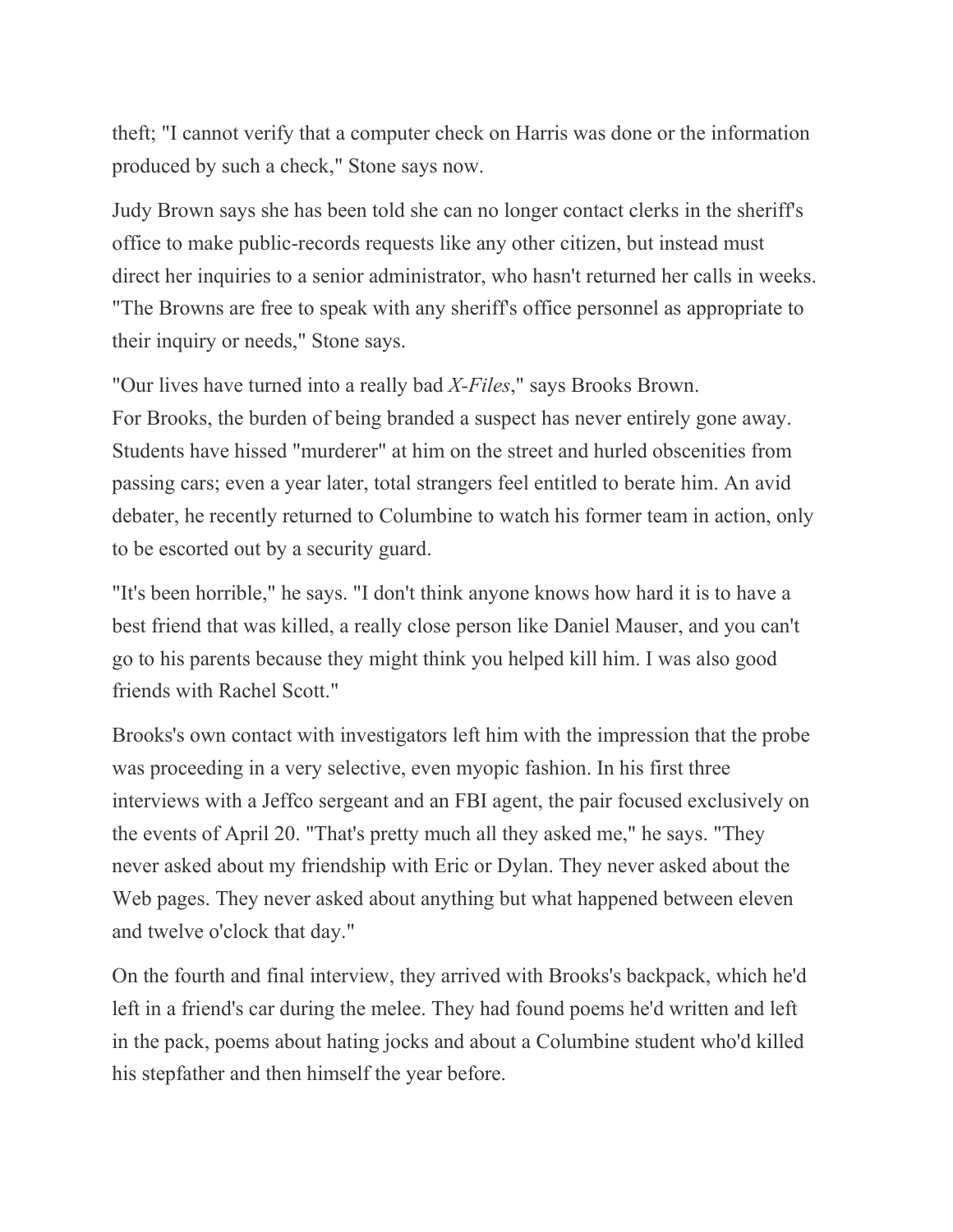theft; "I cannot verify that a computer check on Harris was done or the information produced by such a check," Stone says now.

Judy Brown says she has been told she can no longer contact clerks in the sheriff's office to make public-records requests like any other citizen, but instead must direct her inquiries to a senior administrator, who hasn't returned her calls in weeks. "The Browns are free to speak with any sheriff's office personnel as appropriate to their inquiry or needs," Stone says.

"Our lives have turned into a really bad *X-Files*," says Brooks Brown.
For Brooks, the burden of being branded a suspect has never entirely gone away. Students have hissed "murderer" at him on the street and hurled obscenities from passing cars; even a year later, total strangers feel entitled to berate him. An avid debater, he recently returned to Columbine to watch his former team in action, only to be escorted out by a security guard.

"It's been horrible," he says. "I don't think anyone knows how hard it is to have a best friend that was killed, a really close person like Daniel Mauser, and you can't go to his parents because they might think you helped kill him. I was also good friends with Rachel Scott."

Brooks's own contact with investigators left him with the impression that the probe was proceeding in a very selective, even myopic fashion. In his first three interviews with a Jeffco sergeant and an FBI agent, the pair focused exclusively on the events of April 20. "That's pretty much all they asked me," he says. "They never asked about my friendship with Eric or Dylan. They never asked about the Web pages. They never asked about anything but what happened between eleven and twelve o'clock that day."

On the fourth and final interview, they arrived with Brooks's backpack, which he'd left in a friend's car during the melee. They had found poems he'd written and left in the pack, poems about hating jocks and about a Columbine student who'd killed his stepfather and then himself the year before.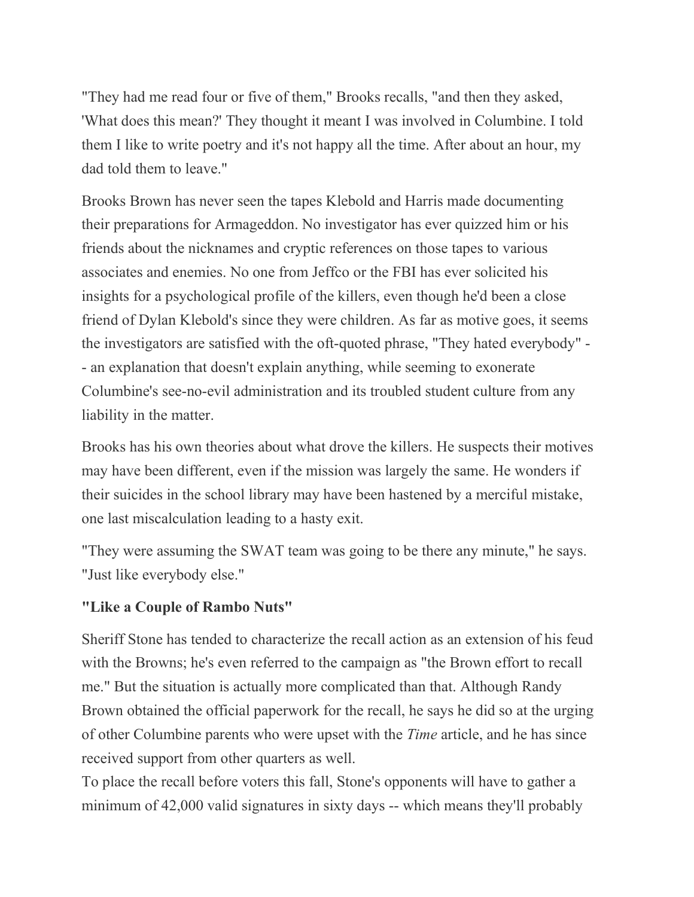"They had me read four or five of them," Brooks recalls, "and then they asked, 'What does this mean?' They thought it meant I was involved in Columbine. I told them I like to write poetry and it's not happy all the time. After about an hour, my dad told them to leave."

Brooks Brown has never seen the tapes Klebold and Harris made documenting their preparations for Armageddon. No investigator has ever quizzed him or his friends about the nicknames and cryptic references on those tapes to various associates and enemies. No one from Jeffco or the FBI has ever solicited his insights for a psychological profile of the killers, even though he'd been a close friend of Dylan Klebold's since they were children. As far as motive goes, it seems the investigators are satisfied with the oft-quoted phrase, "They hated everybody" -- an explanation that doesn't explain anything, while seeming to exonerate Columbine's see-no-evil administration and its troubled student culture from any liability in the matter.

Brooks has his own theories about what drove the killers. He suspects their motives may have been different, even if the mission was largely the same. He wonders if their suicides in the school library may have been hastened by a merciful mistake, one last miscalculation leading to a hasty exit.

"They were assuming the SWAT team was going to be there any minute," he says. "Just like everybody else."

**"Like a Couple of Rambo Nuts"**

Sheriff Stone has tended to characterize the recall action as an extension of his feud with the Browns; he's even referred to the campaign as "the Brown effort to recall me." But the situation is actually more complicated than that. Although Randy Brown obtained the official paperwork for the recall, he says he did so at the urging of other Columbine parents who were upset with the *Time* article, and he has since received support from other quarters as well.

To place the recall before voters this fall, Stone's opponents will have to gather a minimum of 42,000 valid signatures in sixty days -- which means they'll probably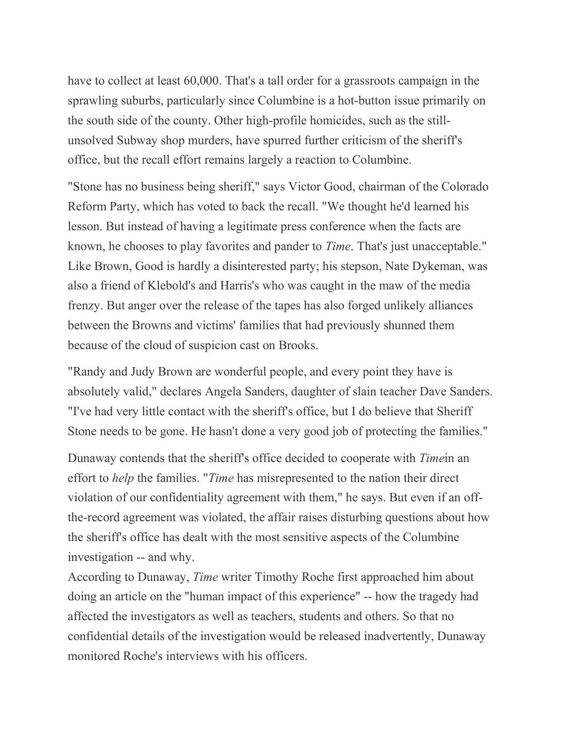have to collect at least 60,000. That's a tall order for a grassroots campaign in the sprawling suburbs, particularly since Columbine is a hot-button issue primarily on the south side of the county. Other high-profile homicides, such as the still-unsolved Subway shop murders, have spurred further criticism of the sheriff's office, but the recall effort remains largely a reaction to Columbine.

"Stone has no business being sheriff," says Victor Good, chairman of the Colorado Reform Party, which has voted to back the recall. "We thought he'd learned his lesson. But instead of having a legitimate press conference when the facts are known, he chooses to play favorites and pander to *Time*. That's just unacceptable." Like Brown, Good is hardly a disinterested party; his stepson, Nate Dykeman, was also a friend of Klebold's and Harris's who was caught in the maw of the media frenzy. But anger over the release of the tapes has also forged unlikely alliances between the Browns and victims' families that had previously shunned them because of the cloud of suspicion cast on Brooks.

"Randy and Judy Brown are wonderful people, and every point they have is absolutely valid," declares Angela Sanders, daughter of slain teacher Dave Sanders. "I've had very little contact with the sheriff's office, but I do believe that Sheriff Stone needs to be gone. He hasn't done a very good job of protecting the families."

Dunaway contends that the sheriff's office decided to cooperate with *Time*in an effort to *help* the families. "*Time* has misrepresented to the nation their direct violation of our confidentiality agreement with them," he says. But even if an off-the-record agreement was violated, the affair raises disturbing questions about how the sheriff's office has dealt with the most sensitive aspects of the Columbine investigation -- and why.

According to Dunaway, *Time* writer Timothy Roche first approached him about doing an article on the "human impact of this experience" -- how the tragedy had affected the investigators as well as teachers, students and others. So that no confidential details of the investigation would be released inadvertently, Dunaway monitored Roche's interviews with his officers.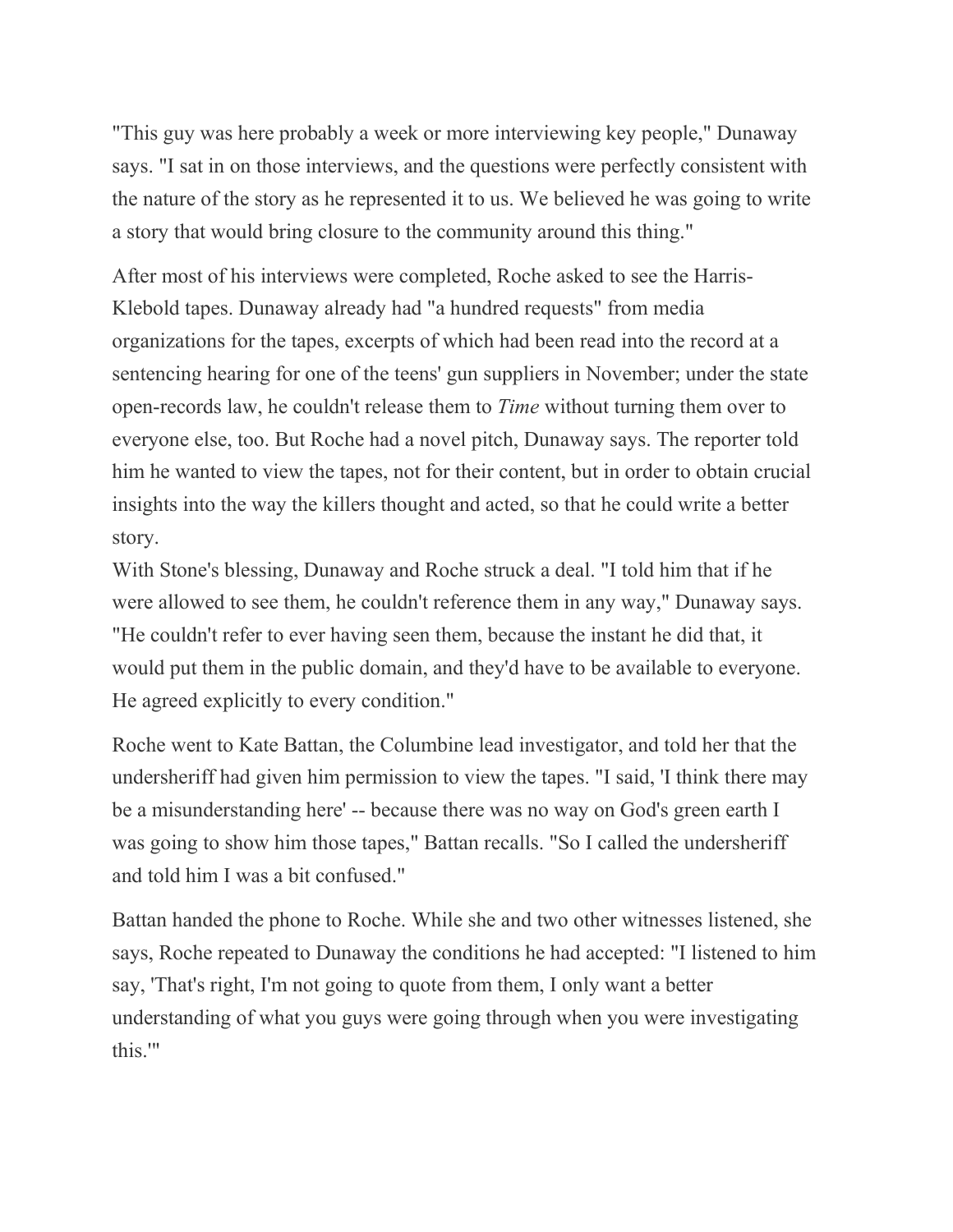"This guy was here probably a week or more interviewing key people," Dunaway says. "I sat in on those interviews, and the questions were perfectly consistent with the nature of the story as he represented it to us. We believed he was going to write a story that would bring closure to the community around this thing."

After most of his interviews were completed, Roche asked to see the Harris-Klebold tapes. Dunaway already had "a hundred requests" from media organizations for the tapes, excerpts of which had been read into the record at a sentencing hearing for one of the teens' gun suppliers in November; under the state open-records law, he couldn't release them to *Time* without turning them over to everyone else, too. But Roche had a novel pitch, Dunaway says. The reporter told him he wanted to view the tapes, not for their content, but in order to obtain crucial insights into the way the killers thought and acted, so that he could write a better story.

With Stone's blessing, Dunaway and Roche struck a deal. "I told him that if he were allowed to see them, he couldn't reference them in any way," Dunaway says. "He couldn't refer to ever having seen them, because the instant he did that, it would put them in the public domain, and they'd have to be available to everyone. He agreed explicitly to every condition."

Roche went to Kate Battan, the Columbine lead investigator, and told her that the undersheriff had given him permission to view the tapes. "I said, 'I think there may be a misunderstanding here' -- because there was no way on God's green earth I was going to show him those tapes," Battan recalls. "So I called the undersheriff and told him I was a bit confused."

Battan handed the phone to Roche. While she and two other witnesses listened, she says, Roche repeated to Dunaway the conditions he had accepted: "I listened to him say, 'That's right, I'm not going to quote from them, I only want a better understanding of what you guys were going through when you were investigating this.'"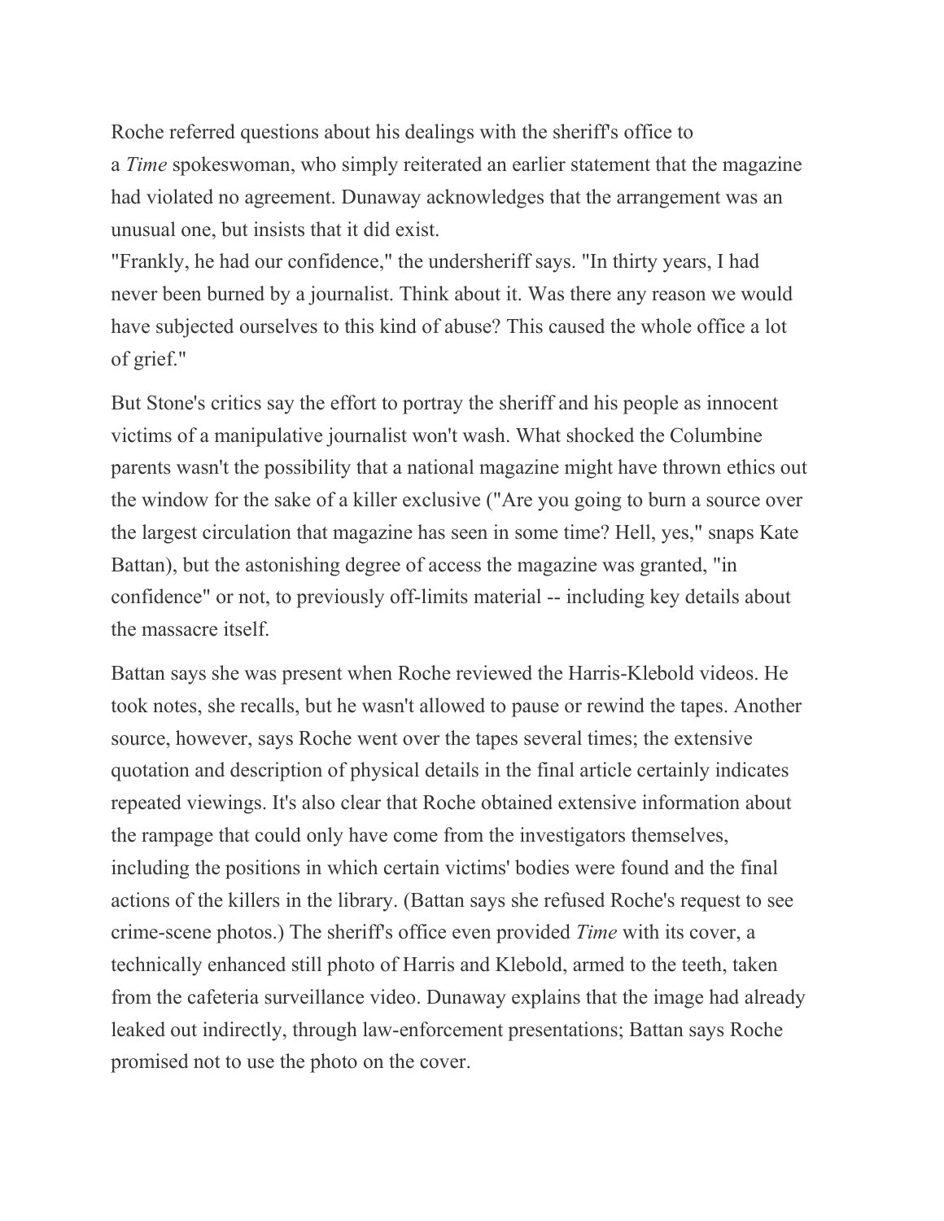Roche referred questions about his dealings with the sheriff's office to a *Time* spokeswoman, who simply reiterated an earlier statement that the magazine had violated no agreement. Dunaway acknowledges that the arrangement was an unusual one, but insists that it did exist.

"Frankly, he had our confidence," the undersheriff says. "In thirty years, I had never been burned by a journalist. Think about it. Was there any reason we would have subjected ourselves to this kind of abuse? This caused the whole office a lot of grief."

But Stone's critics say the effort to portray the sheriff and his people as innocent victims of a manipulative journalist won't wash. What shocked the Columbine parents wasn't the possibility that a national magazine might have thrown ethics out the window for the sake of a killer exclusive ("Are you going to burn a source over the largest circulation that magazine has seen in some time? Hell, yes," snaps Kate Battan), but the astonishing degree of access the magazine was granted, "in confidence" or not, to previously off-limits material -- including key details about the massacre itself.

Battan says she was present when Roche reviewed the Harris-Klebold videos. He took notes, she recalls, but he wasn't allowed to pause or rewind the tapes. Another source, however, says Roche went over the tapes several times; the extensive quotation and description of physical details in the final article certainly indicates repeated viewings. It's also clear that Roche obtained extensive information about the rampage that could only have come from the investigators themselves, including the positions in which certain victims' bodies were found and the final actions of the killers in the library. (Battan says she refused Roche's request to see crime-scene photos.) The sheriff's office even provided *Time* with its cover, a technically enhanced still photo of Harris and Klebold, armed to the teeth, taken from the cafeteria surveillance video. Dunaway explains that the image had already leaked out indirectly, through law-enforcement presentations; Battan says Roche promised not to use the photo on the cover.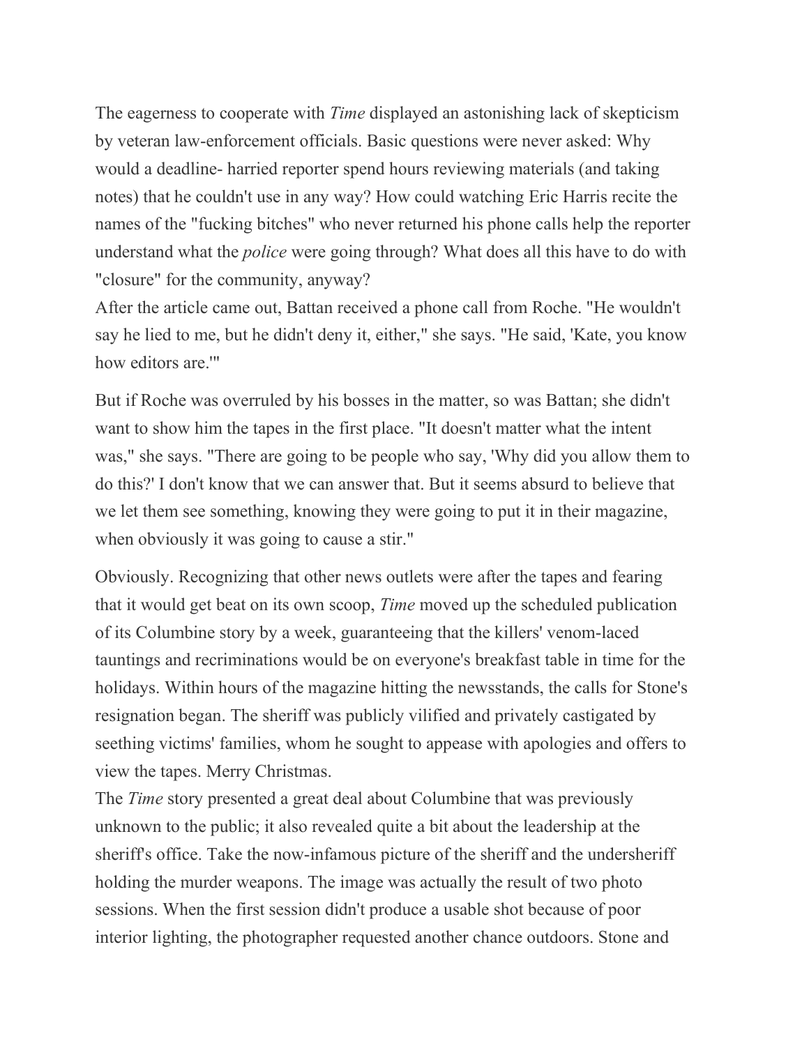The eagerness to cooperate with *Time* displayed an astonishing lack of skepticism by veteran law-enforcement officials. Basic questions were never asked: Why would a deadline- harried reporter spend hours reviewing materials (and taking notes) that he couldn't use in any way? How could watching Eric Harris recite the names of the "fucking bitches" who never returned his phone calls help the reporter understand what the *police* were going through? What does all this have to do with "closure" for the community, anyway?

After the article came out, Battan received a phone call from Roche. "He wouldn't say he lied to me, but he didn't deny it, either," she says. "He said, 'Kate, you know how editors are.'"

But if Roche was overruled by his bosses in the matter, so was Battan; she didn't want to show him the tapes in the first place. "It doesn't matter what the intent was," she says. "There are going to be people who say, 'Why did you allow them to do this?' I don't know that we can answer that. But it seems absurd to believe that we let them see something, knowing they were going to put it in their magazine, when obviously it was going to cause a stir."

Obviously. Recognizing that other news outlets were after the tapes and fearing that it would get beat on its own scoop, *Time* moved up the scheduled publication of its Columbine story by a week, guaranteeing that the killers' venom-laced tauntings and recriminations would be on everyone's breakfast table in time for the holidays. Within hours of the magazine hitting the newsstands, the calls for Stone's resignation began. The sheriff was publicly vilified and privately castigated by seething victims' families, whom he sought to appease with apologies and offers to view the tapes. Merry Christmas.

The *Time* story presented a great deal about Columbine that was previously unknown to the public; it also revealed quite a bit about the leadership at the sheriff's office. Take the now-infamous picture of the sheriff and the undersheriff holding the murder weapons. The image was actually the result of two photo sessions. When the first session didn't produce a usable shot because of poor interior lighting, the photographer requested another chance outdoors. Stone and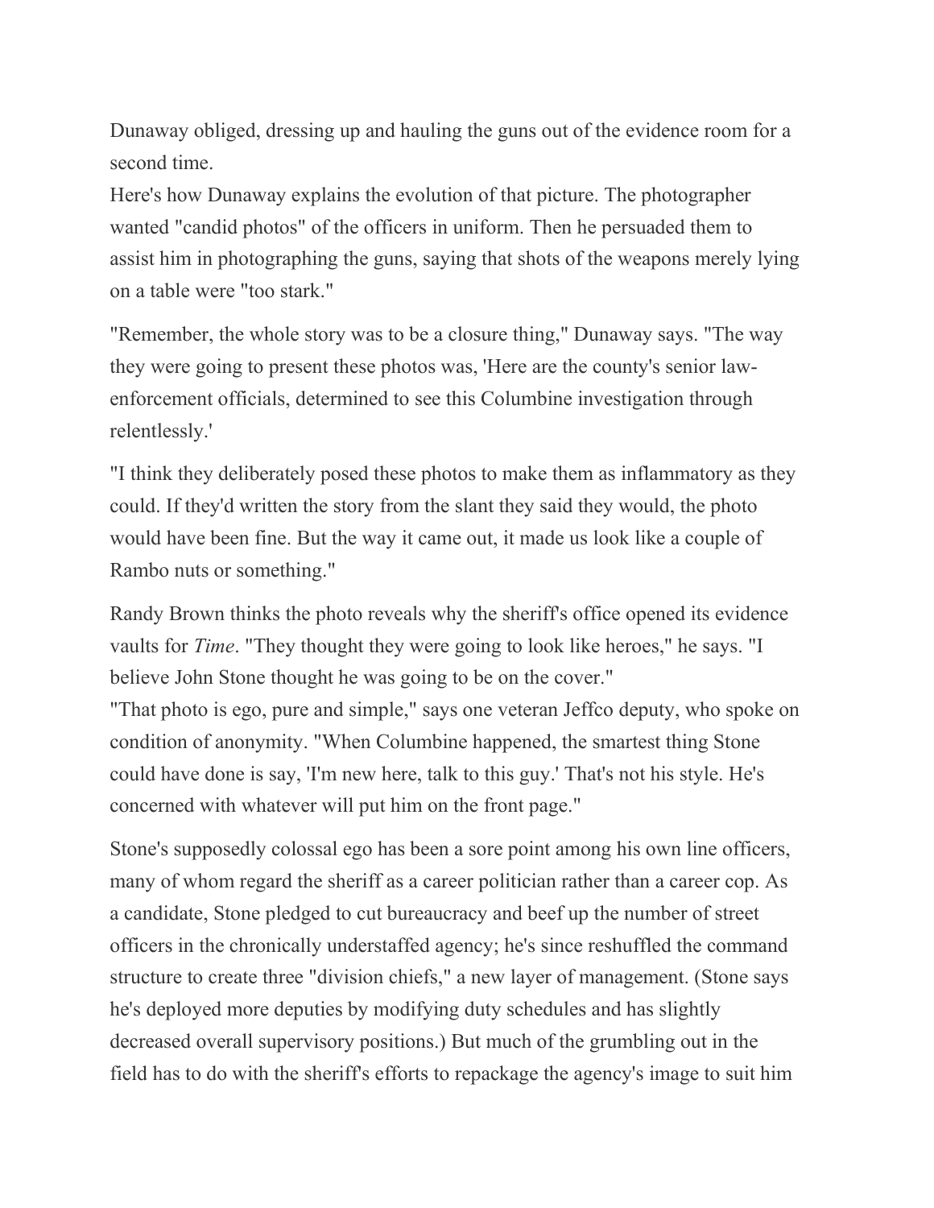Dunaway obliged, dressing up and hauling the guns out of the evidence room for a second time.

Here's how Dunaway explains the evolution of that picture. The photographer wanted "candid photos" of the officers in uniform. Then he persuaded them to assist him in photographing the guns, saying that shots of the weapons merely lying on a table were "too stark."

"Remember, the whole story was to be a closure thing," Dunaway says. "The way they were going to present these photos was, 'Here are the county's senior law-enforcement officials, determined to see this Columbine investigation through relentlessly.'

"I think they deliberately posed these photos to make them as inflammatory as they could. If they'd written the story from the slant they said they would, the photo would have been fine. But the way it came out, it made us look like a couple of Rambo nuts or something."

Randy Brown thinks the photo reveals why the sheriff's office opened its evidence vaults for *Time*. "They thought they were going to look like heroes," he says. "I believe John Stone thought he was going to be on the cover."

"That photo is ego, pure and simple," says one veteran Jeffco deputy, who spoke on condition of anonymity. "When Columbine happened, the smartest thing Stone could have done is say, 'I'm new here, talk to this guy.' That's not his style. He's concerned with whatever will put him on the front page."

Stone's supposedly colossal ego has been a sore point among his own line officers, many of whom regard the sheriff as a career politician rather than a career cop. As a candidate, Stone pledged to cut bureaucracy and beef up the number of street officers in the chronically understaffed agency; he's since reshuffled the command structure to create three "division chiefs," a new layer of management. (Stone says he's deployed more deputies by modifying duty schedules and has slightly decreased overall supervisory positions.) But much of the grumbling out in the field has to do with the sheriff's efforts to repackage the agency's image to suit him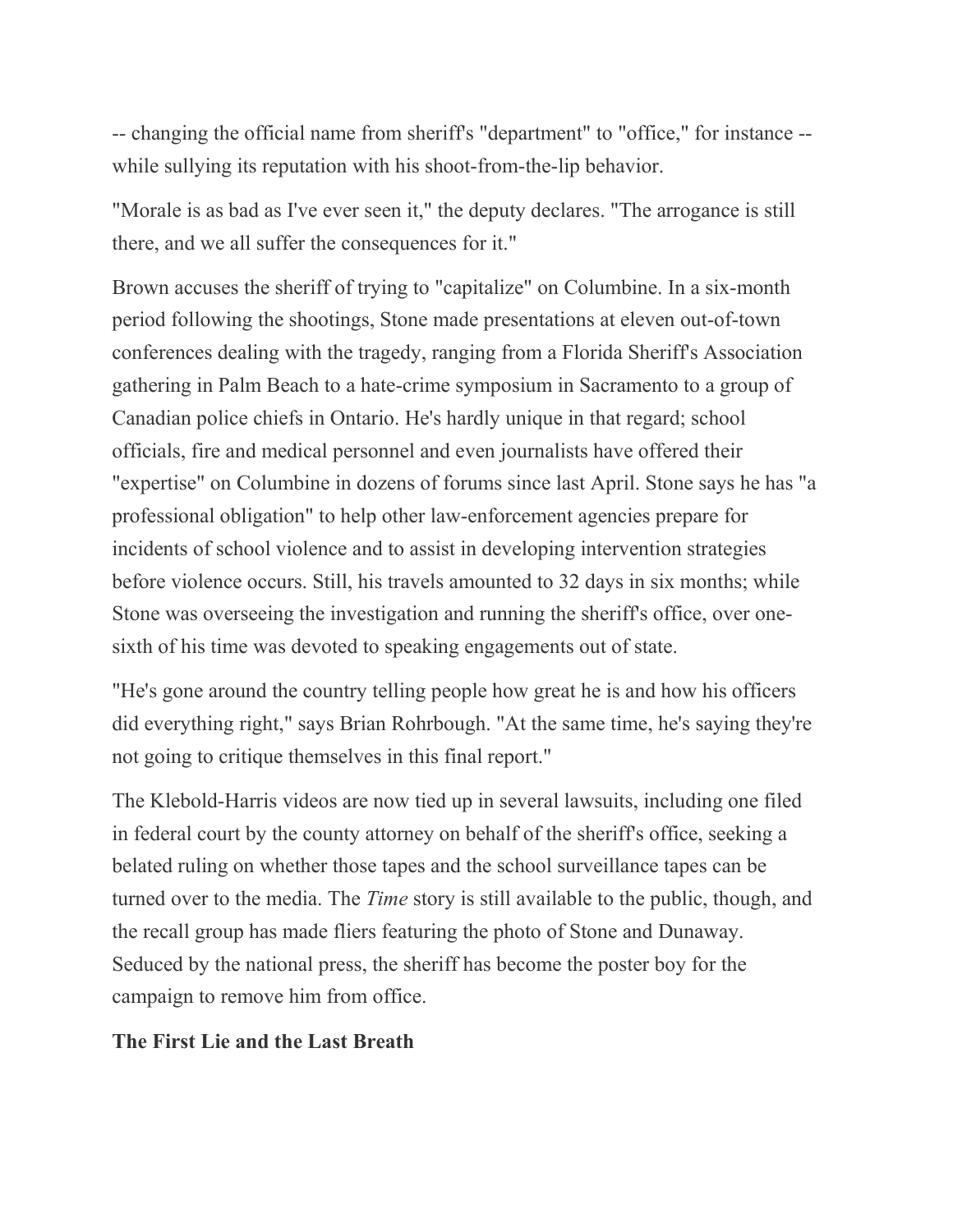-- changing the official name from sheriff's "department" to "office," for instance -- while sullying its reputation with his shoot-from-the-lip behavior.

"Morale is as bad as I've ever seen it," the deputy declares. "The arrogance is still there, and we all suffer the consequences for it."

Brown accuses the sheriff of trying to "capitalize" on Columbine. In a six-month period following the shootings, Stone made presentations at eleven out-of-town conferences dealing with the tragedy, ranging from a Florida Sheriff's Association gathering in Palm Beach to a hate-crime symposium in Sacramento to a group of Canadian police chiefs in Ontario. He's hardly unique in that regard; school officials, fire and medical personnel and even journalists have offered their "expertise" on Columbine in dozens of forums since last April. Stone says he has "a professional obligation" to help other law-enforcement agencies prepare for incidents of school violence and to assist in developing intervention strategies before violence occurs. Still, his travels amounted to 32 days in six months; while Stone was overseeing the investigation and running the sheriff's office, over one-sixth of his time was devoted to speaking engagements out of state.

"He's gone around the country telling people how great he is and how his officers did everything right," says Brian Rohrbough. "At the same time, he's saying they're not going to critique themselves in this final report."

The Klebold-Harris videos are now tied up in several lawsuits, including one filed in federal court by the county attorney on behalf of the sheriff's office, seeking a belated ruling on whether those tapes and the school surveillance tapes can be turned over to the media. The *Time* story is still available to the public, though, and the recall group has made fliers featuring the photo of Stone and Dunaway. Seduced by the national press, the sheriff has become the poster boy for the campaign to remove him from office.

**The First Lie and the Last Breath**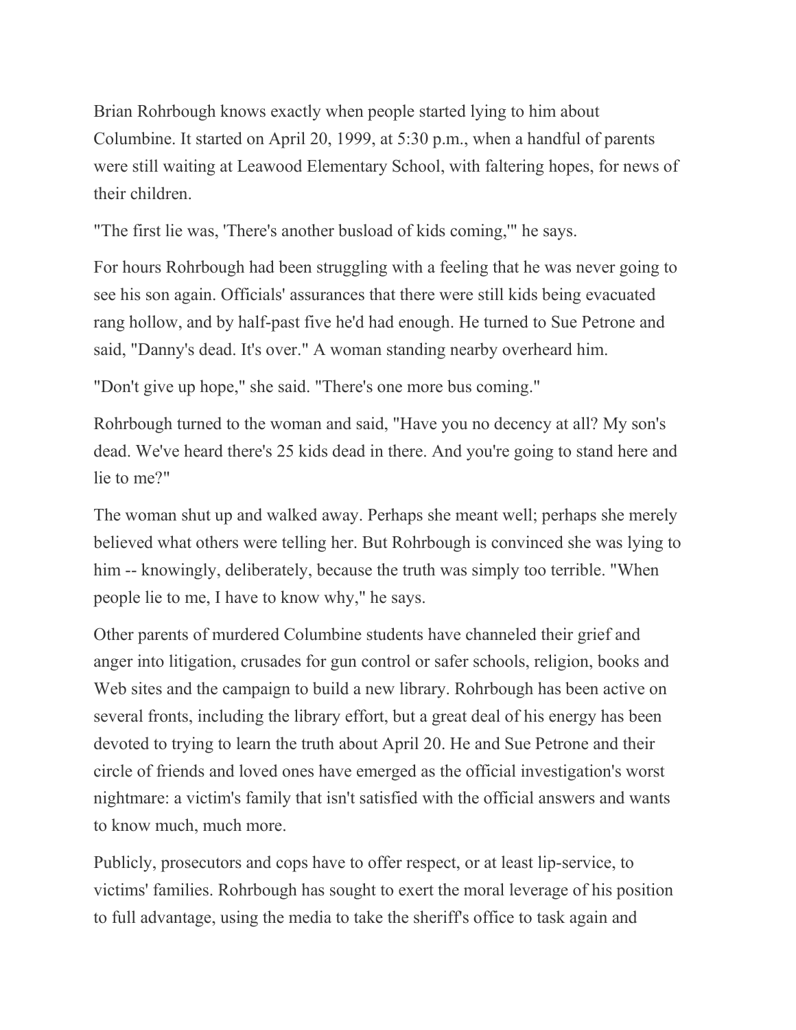Brian Rohrbough knows exactly when people started lying to him about Columbine. It started on April 20, 1999, at 5:30 p.m., when a handful of parents were still waiting at Leawood Elementary School, with faltering hopes, for news of their children.

"The first lie was, 'There's another busload of kids coming,'" he says.

For hours Rohrbough had been struggling with a feeling that he was never going to see his son again. Officials' assurances that there were still kids being evacuated rang hollow, and by half-past five he'd had enough. He turned to Sue Petrone and said, "Danny's dead. It's over." A woman standing nearby overheard him.

"Don't give up hope," she said. "There's one more bus coming."

Rohrbough turned to the woman and said, "Have you no decency at all? My son's dead. We've heard there's 25 kids dead in there. And you're going to stand here and lie to me?"

The woman shut up and walked away. Perhaps she meant well; perhaps she merely believed what others were telling her. But Rohrbough is convinced she was lying to him -- knowingly, deliberately, because the truth was simply too terrible. "When people lie to me, I have to know why," he says.

Other parents of murdered Columbine students have channeled their grief and anger into litigation, crusades for gun control or safer schools, religion, books and Web sites and the campaign to build a new library. Rohrbough has been active on several fronts, including the library effort, but a great deal of his energy has been devoted to trying to learn the truth about April 20. He and Sue Petrone and their circle of friends and loved ones have emerged as the official investigation's worst nightmare: a victim's family that isn't satisfied with the official answers and wants to know much, much more.

Publicly, prosecutors and cops have to offer respect, or at least lip-service, to victims' families. Rohrbough has sought to exert the moral leverage of his position to full advantage, using the media to take the sheriff's office to task again and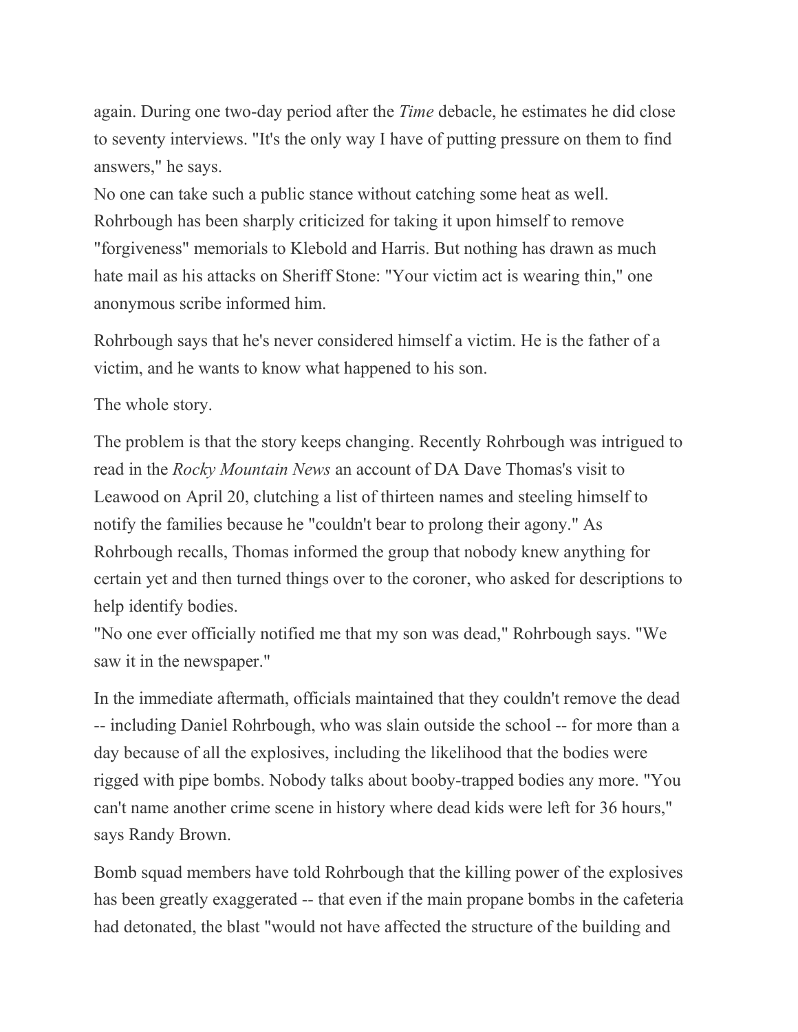again. During one two-day period after the *Time* debacle, he estimates he did close to seventy interviews. "It's the only way I have of putting pressure on them to find answers," he says.
No one can take such a public stance without catching some heat as well. Rohrbough has been sharply criticized for taking it upon himself to remove "forgiveness" memorials to Klebold and Harris. But nothing has drawn as much hate mail as his attacks on Sheriff Stone: "Your victim act is wearing thin," one anonymous scribe informed him.

Rohrbough says that he's never considered himself a victim. He is the father of a victim, and he wants to know what happened to his son.

The whole story.

The problem is that the story keeps changing. Recently Rohrbough was intrigued to read in the *Rocky Mountain News* an account of DA Dave Thomas's visit to Leawood on April 20, clutching a list of thirteen names and steeling himself to notify the families because he "couldn't bear to prolong their agony." As Rohrbough recalls, Thomas informed the group that nobody knew anything for certain yet and then turned things over to the coroner, who asked for descriptions to help identify bodies.
"No one ever officially notified me that my son was dead," Rohrbough says. "We saw it in the newspaper."

In the immediate aftermath, officials maintained that they couldn't remove the dead -- including Daniel Rohrbough, who was slain outside the school -- for more than a day because of all the explosives, including the likelihood that the bodies were rigged with pipe bombs. Nobody talks about booby-trapped bodies any more. "You can't name another crime scene in history where dead kids were left for 36 hours," says Randy Brown.

Bomb squad members have told Rohrbough that the killing power of the explosives has been greatly exaggerated -- that even if the main propane bombs in the cafeteria had detonated, the blast "would not have affected the structure of the building and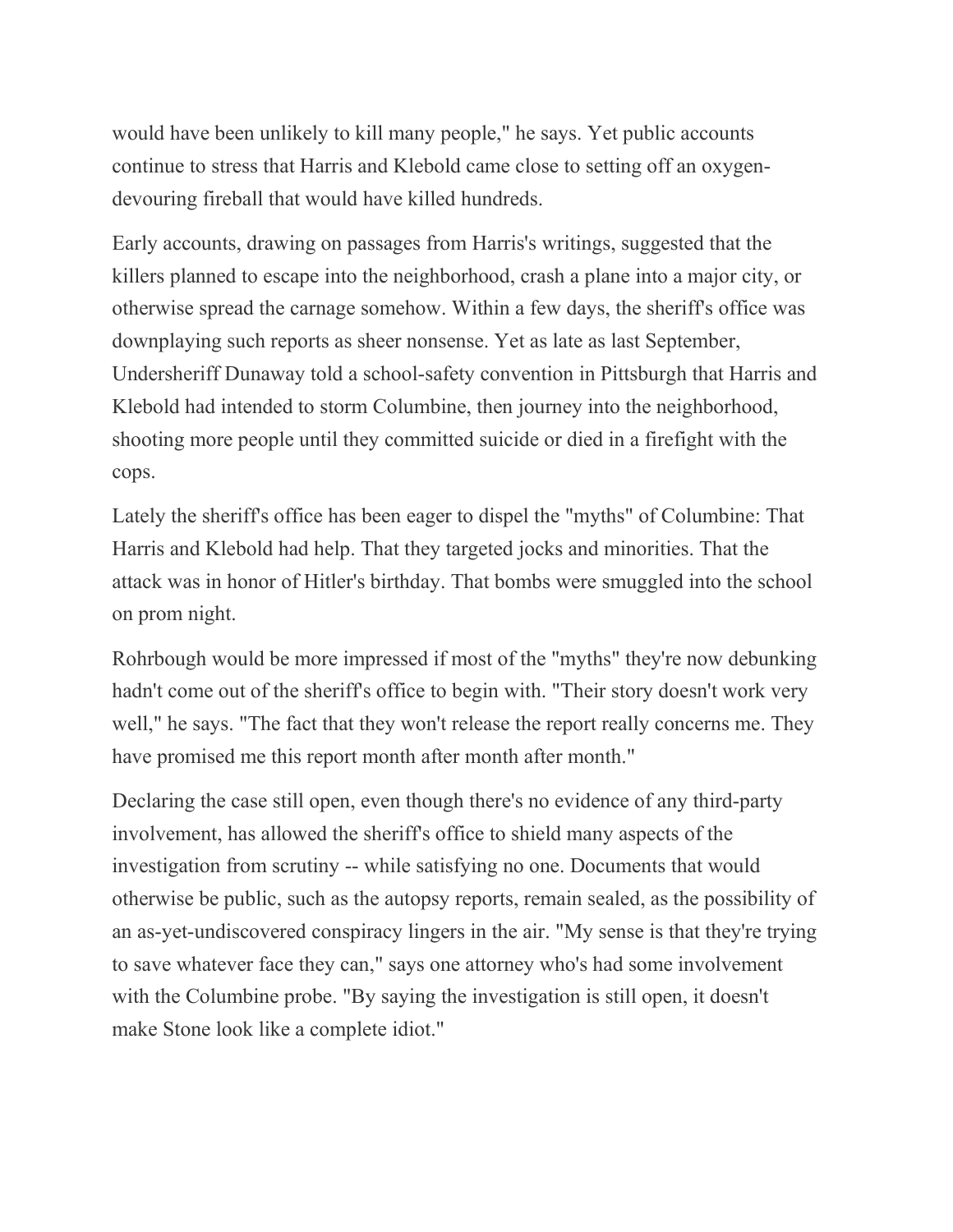would have been unlikely to kill many people," he says. Yet public accounts continue to stress that Harris and Klebold came close to setting off an oxygen-devouring fireball that would have killed hundreds.

Early accounts, drawing on passages from Harris's writings, suggested that the killers planned to escape into the neighborhood, crash a plane into a major city, or otherwise spread the carnage somehow. Within a few days, the sheriff's office was downplaying such reports as sheer nonsense. Yet as late as last September, Undersheriff Dunaway told a school-safety convention in Pittsburgh that Harris and Klebold had intended to storm Columbine, then journey into the neighborhood, shooting more people until they committed suicide or died in a firefight with the cops.

Lately the sheriff's office has been eager to dispel the "myths" of Columbine: That Harris and Klebold had help. That they targeted jocks and minorities. That the attack was in honor of Hitler's birthday. That bombs were smuggled into the school on prom night.

Rohrbough would be more impressed if most of the "myths" they're now debunking hadn't come out of the sheriff's office to begin with. "Their story doesn't work very well," he says. "The fact that they won't release the report really concerns me. They have promised me this report month after month after month."

Declaring the case still open, even though there's no evidence of any third-party involvement, has allowed the sheriff's office to shield many aspects of the investigation from scrutiny -- while satisfying no one. Documents that would otherwise be public, such as the autopsy reports, remain sealed, as the possibility of an as-yet-undiscovered conspiracy lingers in the air. "My sense is that they're trying to save whatever face they can," says one attorney who's had some involvement with the Columbine probe. "By saying the investigation is still open, it doesn't make Stone look like a complete idiot."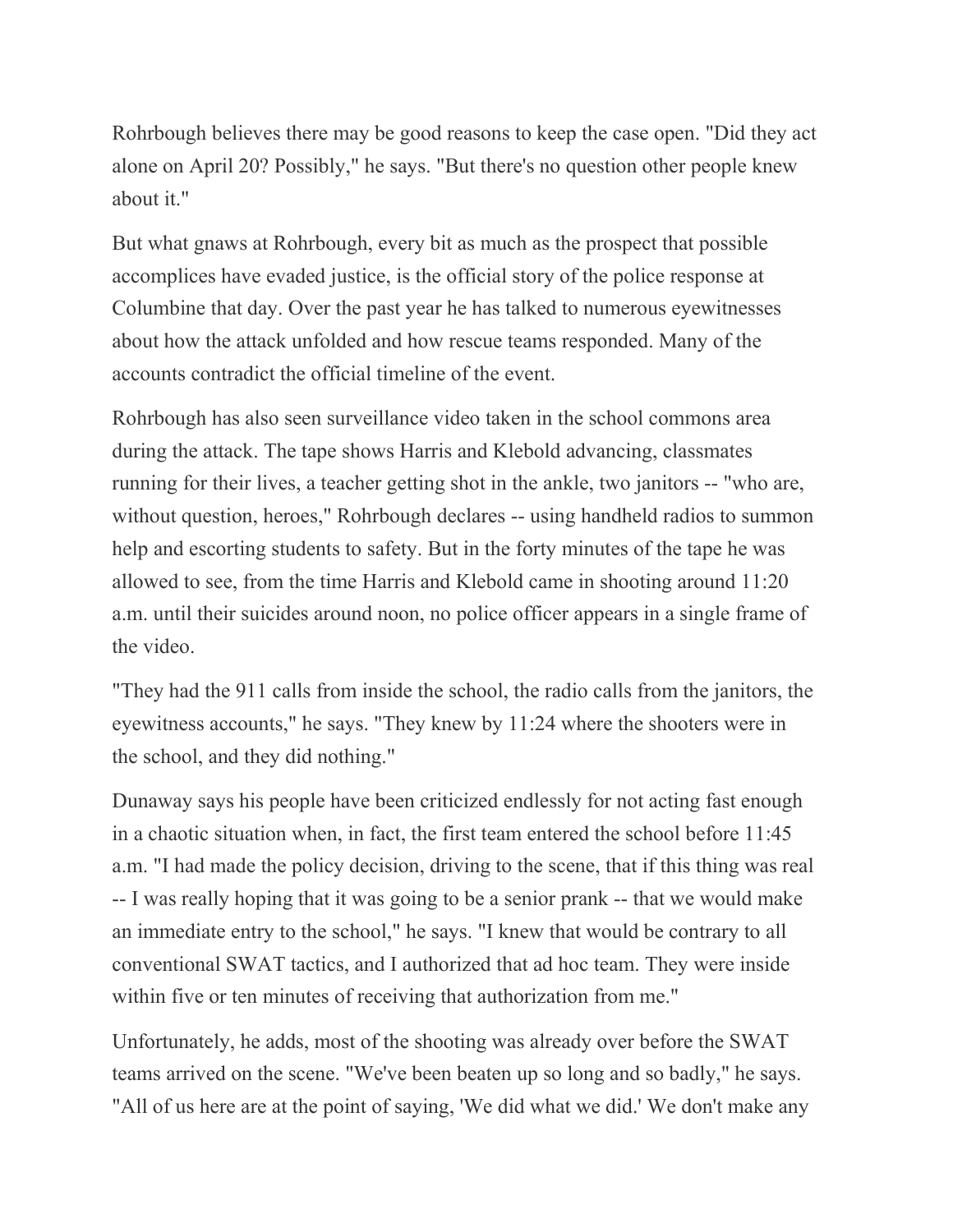Rohrbough believes there may be good reasons to keep the case open. "Did they act alone on April 20? Possibly," he says. "But there's no question other people knew about it."

But what gnaws at Rohrbough, every bit as much as the prospect that possible accomplices have evaded justice, is the official story of the police response at Columbine that day. Over the past year he has talked to numerous eyewitnesses about how the attack unfolded and how rescue teams responded. Many of the accounts contradict the official timeline of the event.

Rohrbough has also seen surveillance video taken in the school commons area during the attack. The tape shows Harris and Klebold advancing, classmates running for their lives, a teacher getting shot in the ankle, two janitors -- "who are, without question, heroes," Rohrbough declares -- using handheld radios to summon help and escorting students to safety. But in the forty minutes of the tape he was allowed to see, from the time Harris and Klebold came in shooting around 11:20 a.m. until their suicides around noon, no police officer appears in a single frame of the video.

"They had the 911 calls from inside the school, the radio calls from the janitors, the eyewitness accounts," he says. "They knew by 11:24 where the shooters were in the school, and they did nothing."

Dunaway says his people have been criticized endlessly for not acting fast enough in a chaotic situation when, in fact, the first team entered the school before 11:45 a.m. "I had made the policy decision, driving to the scene, that if this thing was real -- I was really hoping that it was going to be a senior prank -- that we would make an immediate entry to the school," he says. "I knew that would be contrary to all conventional SWAT tactics, and I authorized that ad hoc team. They were inside within five or ten minutes of receiving that authorization from me."

Unfortunately, he adds, most of the shooting was already over before the SWAT teams arrived on the scene. "We've been beaten up so long and so badly," he says. "All of us here are at the point of saying, 'We did what we did.' We don't make any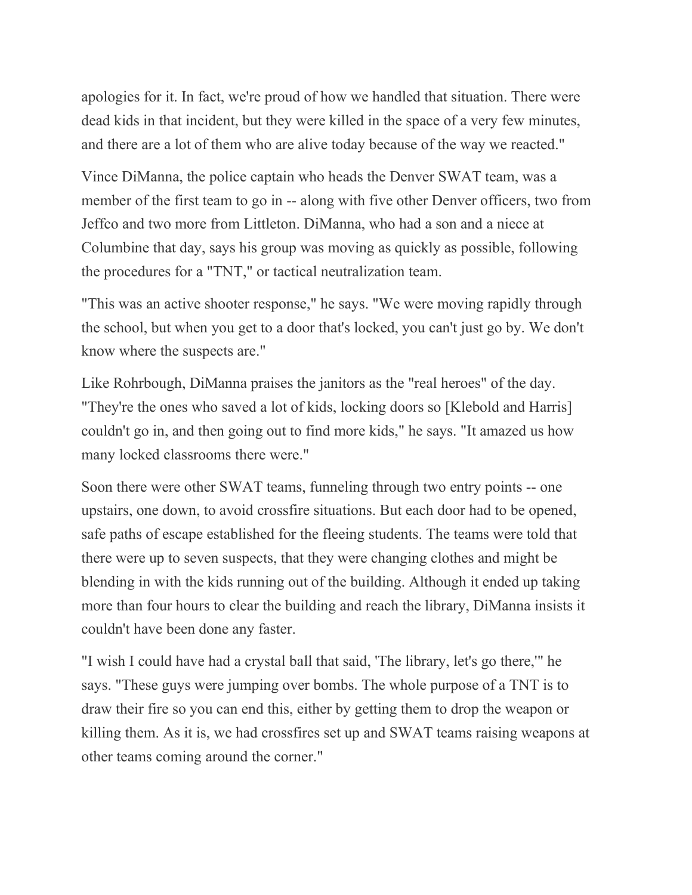apologies for it. In fact, we're proud of how we handled that situation. There were dead kids in that incident, but they were killed in the space of a very few minutes, and there are a lot of them who are alive today because of the way we reacted."

Vince DiManna, the police captain who heads the Denver SWAT team, was a member of the first team to go in -- along with five other Denver officers, two from Jeffco and two more from Littleton. DiManna, who had a son and a niece at Columbine that day, says his group was moving as quickly as possible, following the procedures for a "TNT," or tactical neutralization team.

"This was an active shooter response," he says. "We were moving rapidly through the school, but when you get to a door that's locked, you can't just go by. We don't know where the suspects are."

Like Rohrbough, DiManna praises the janitors as the "real heroes" of the day. "They're the ones who saved a lot of kids, locking doors so [Klebold and Harris] couldn't go in, and then going out to find more kids," he says. "It amazed us how many locked classrooms there were."

Soon there were other SWAT teams, funneling through two entry points -- one upstairs, one down, to avoid crossfire situations. But each door had to be opened, safe paths of escape established for the fleeing students. The teams were told that there were up to seven suspects, that they were changing clothes and might be blending in with the kids running out of the building. Although it ended up taking more than four hours to clear the building and reach the library, DiManna insists it couldn't have been done any faster.

"I wish I could have had a crystal ball that said, 'The library, let's go there,'" he says. "These guys were jumping over bombs. The whole purpose of a TNT is to draw their fire so you can end this, either by getting them to drop the weapon or killing them. As it is, we had crossfires set up and SWAT teams raising weapons at other teams coming around the corner."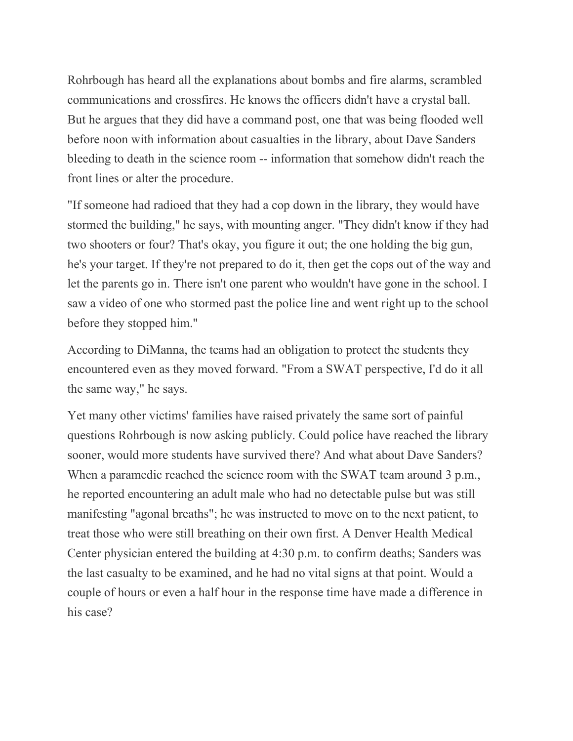Rohrbough has heard all the explanations about bombs and fire alarms, scrambled communications and crossfires. He knows the officers didn't have a crystal ball. But he argues that they did have a command post, one that was being flooded well before noon with information about casualties in the library, about Dave Sanders bleeding to death in the science room -- information that somehow didn't reach the front lines or alter the procedure.

"If someone had radioed that they had a cop down in the library, they would have stormed the building," he says, with mounting anger. "They didn't know if they had two shooters or four? That's okay, you figure it out; the one holding the big gun, he's your target. If they're not prepared to do it, then get the cops out of the way and let the parents go in. There isn't one parent who wouldn't have gone in the school. I saw a video of one who stormed past the police line and went right up to the school before they stopped him."

According to DiManna, the teams had an obligation to protect the students they encountered even as they moved forward. "From a SWAT perspective, I'd do it all the same way," he says.

Yet many other victims' families have raised privately the same sort of painful questions Rohrbough is now asking publicly. Could police have reached the library sooner, would more students have survived there? And what about Dave Sanders? When a paramedic reached the science room with the SWAT team around 3 p.m., he reported encountering an adult male who had no detectable pulse but was still manifesting "agonal breaths"; he was instructed to move on to the next patient, to treat those who were still breathing on their own first. A Denver Health Medical Center physician entered the building at 4:30 p.m. to confirm deaths; Sanders was the last casualty to be examined, and he had no vital signs at that point. Would a couple of hours or even a half hour in the response time have made a difference in his case?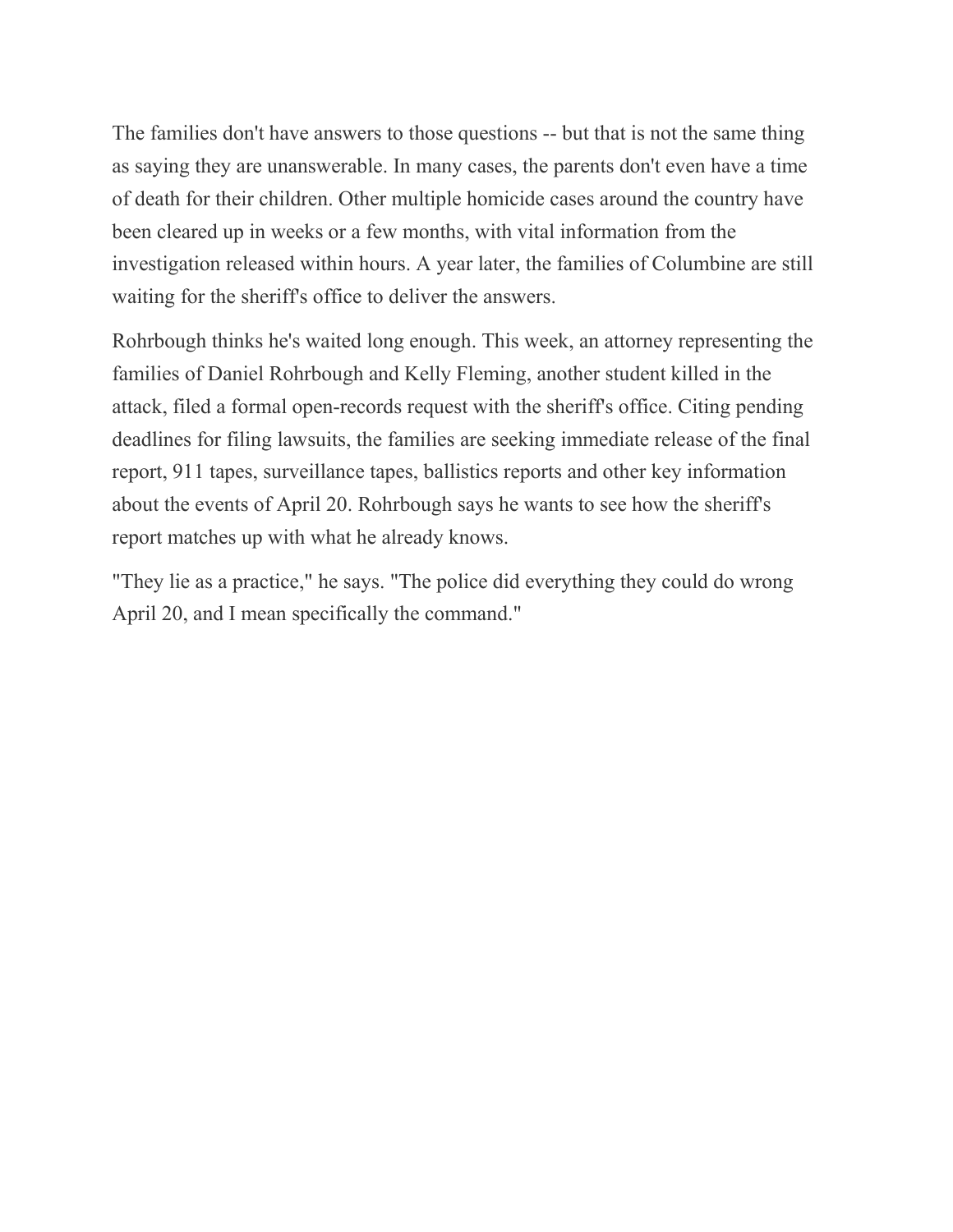The families don't have answers to those questions -- but that is not the same thing as saying they are unanswerable. In many cases, the parents don't even have a time of death for their children. Other multiple homicide cases around the country have been cleared up in weeks or a few months, with vital information from the investigation released within hours. A year later, the families of Columbine are still waiting for the sheriff's office to deliver the answers.

Rohrbough thinks he's waited long enough. This week, an attorney representing the families of Daniel Rohrbough and Kelly Fleming, another student killed in the attack, filed a formal open-records request with the sheriff's office. Citing pending deadlines for filing lawsuits, the families are seeking immediate release of the final report, 911 tapes, surveillance tapes, ballistics reports and other key information about the events of April 20. Rohrbough says he wants to see how the sheriff's report matches up with what he already knows.

"They lie as a practice," he says. "The police did everything they could do wrong April 20, and I mean specifically the command."